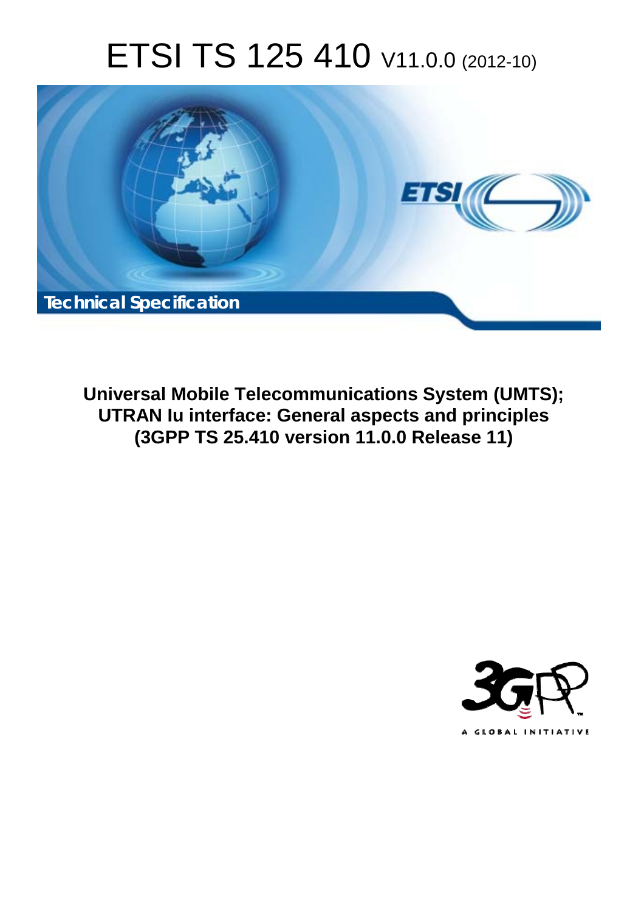# ETSI TS 125 410 V11.0.0 (2012-10)

Technical Specification

**Universal Mobile Telecommunications System (UMTS); UTRAN Iu interface: General aspects and principles (3GPP TS 25.410 version 11.0.0 Release 11)**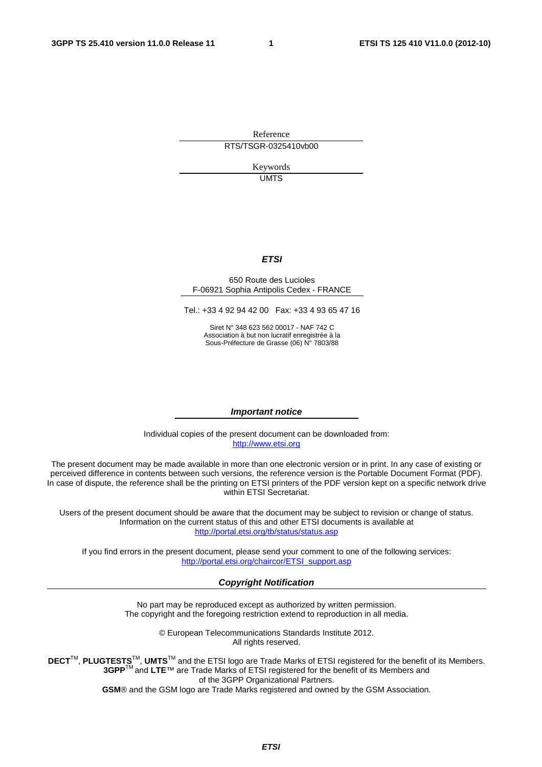Reference

RTS/TSGR-0325410vb00

Keywords

UMTS

***ETSI***

650 Route des Lucioles
F-06921 Sophia Antipolis Cedex - FRANCE

Tel.: +33 4 92 94 42 00 Fax: +33 4 93 65 47 16

Siret N° 348 623 562 00017 - NAF 742 C
Association à but non lucratif enregistrée à la
Sous-Préfecture de Grasse (06) N° 7803/88

***Important notice***

Individual copies of the present document can be downloaded from:
http://www.etsi.org

The present document may be made available in more than one electronic version or in print. In any case of existing or perceived difference in contents between such versions, the reference version is the Portable Document Format (PDF). In case of dispute, the reference shall be the printing on ETSI printers of the PDF version kept on a specific network drive within ETSI Secretariat.

Users of the present document should be aware that the document may be subject to revision or change of status. Information on the current status of this and other ETSI documents is available at
http://portal.etsi.org/tb/status/status.asp

If you find errors in the present document, please send your comment to one of the following services:
http://portal.etsi.org/chaircor/ETSI_support.asp

***Copyright Notification***

No part may be reproduced except as authorized by written permission.
The copyright and the foregoing restriction extend to reproduction in all media.

© European Telecommunications Standards Institute 2012.
All rights reserved.

**DECT**™, **PLUGTESTS**™, **UMTS**™ and the ETSI logo are Trade Marks of ETSI registered for the benefit of its Members.
**3GPP**™ and **LTE**™ are Trade Marks of ETSI registered for the benefit of its Members and of the 3GPP Organizational Partners.
**GSM**® and the GSM logo are Trade Marks registered and owned by the GSM Association.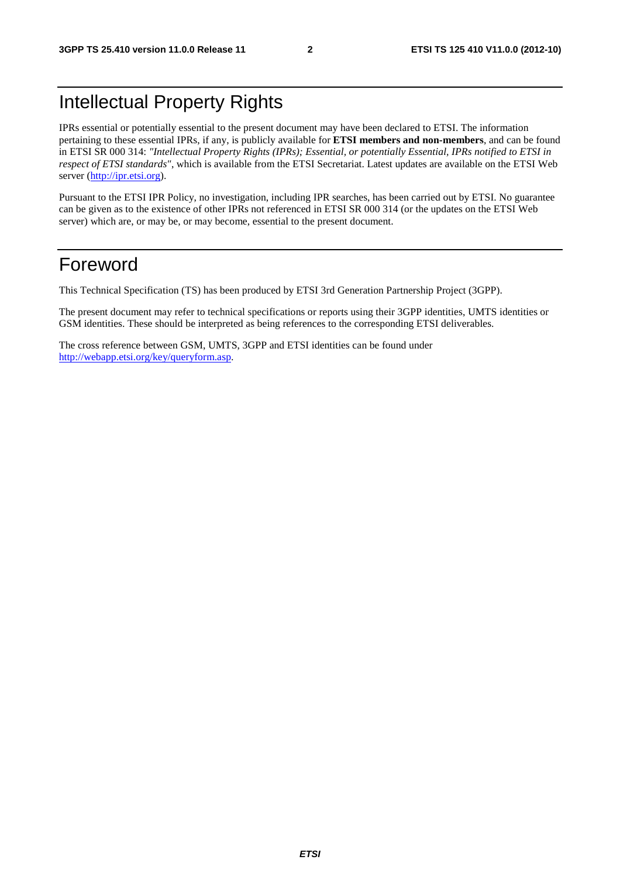# Intellectual Property Rights

IPRs essential or potentially essential to the present document may have been declared to ETSI. The information pertaining to these essential IPRs, if any, is publicly available for **ETSI members and non-members**, and can be found in ETSI SR 000 314: *"Intellectual Property Rights (IPRs); Essential, or potentially Essential, IPRs notified to ETSI in respect of ETSI standards"*, which is available from the ETSI Secretariat. Latest updates are available on the ETSI Web server (http://ipr.etsi.org).

Pursuant to the ETSI IPR Policy, no investigation, including IPR searches, has been carried out by ETSI. No guarantee can be given as to the existence of other IPRs not referenced in ETSI SR 000 314 (or the updates on the ETSI Web server) which are, or may be, or may become, essential to the present document.

# Foreword

This Technical Specification (TS) has been produced by ETSI 3rd Generation Partnership Project (3GPP).

The present document may refer to technical specifications or reports using their 3GPP identities, UMTS identities or GSM identities. These should be interpreted as being references to the corresponding ETSI deliverables.

The cross reference between GSM, UMTS, 3GPP and ETSI identities can be found under http://webapp.etsi.org/key/queryform.asp.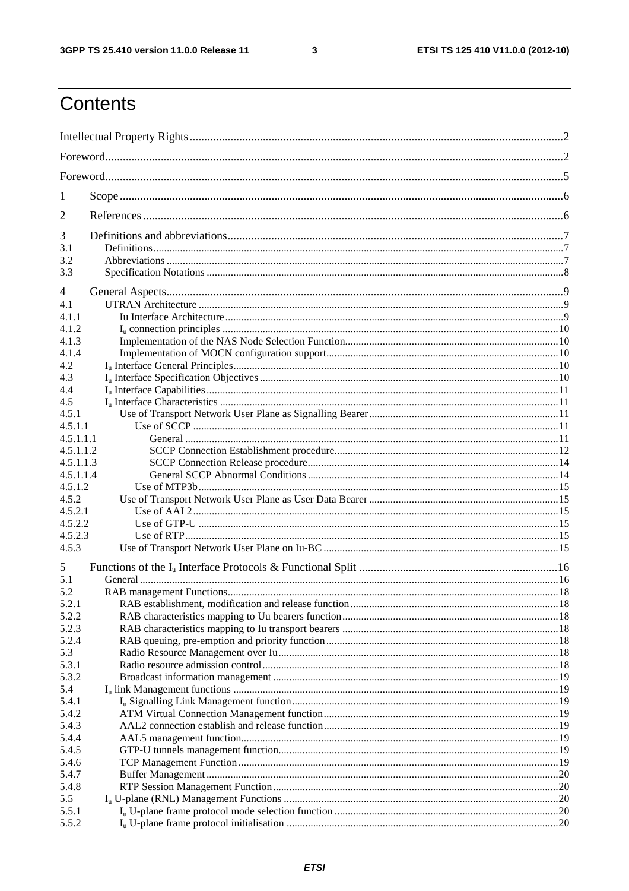# Contents

Intellectual Property Rights ............................................................ 2

Foreword ............................................................ 2

Foreword ............................................................ 5

1 Scope ............................................................ 6

2 References ............................................................ 6

3 Definitions and abbreviations ............................................................ 7

3.1 Definitions ............................................................ 7

3.2 Abbreviations ............................................................ 7

3.3 Specification Notations ............................................................ 8

4 General Aspects ............................................................ 9

4.1 UTRAN Architecture ............................................................ 9

4.1.1 Iu Interface Architecture ............................................................ 9

4.1.2 $I_u$ connection principles ............................................................ 10

4.1.3 Implementation of the NAS Node Selection Function ............................................................ 10

4.1.4 Implementation of MOCN configuration support ............................................................ 10

4.2 $I_u$ Interface General Principles ............................................................ 10

4.3 $I_u$ Interface Specification Objectives ............................................................ 10

4.4 $I_u$ Interface Capabilities ............................................................ 11

4.5 $I_u$ Interface Characteristics ............................................................ 11

4.5.1 Use of Transport Network User Plane as Signalling Bearer ............................................................ 11

4.5.1.1 Use of SCCP ............................................................ 11

4.5.1.1.1 General ............................................................ 11

4.5.1.1.2 SCCP Connection Establishment procedure ............................................................ 12

4.5.1.1.3 SCCP Connection Release procedure ............................................................ 14

4.5.1.1.4 General SCCP Abnormal Conditions ............................................................ 14

4.5.1.2 Use of MTP3b ............................................................ 15

4.5.2 Use of Transport Network User Plane as User Data Bearer ............................................................ 15

4.5.2.1 Use of AAL2 ............................................................ 15

4.5.2.2 Use of GTP-U ............................................................ 15

4.5.2.3 Use of RTP ............................................................ 15

4.5.3 Use of Transport Network User Plane on Iu-BC ............................................................ 15

5 Functions of the $I_u$ Interface Protocols & Functional Split ............................................................ 16

5.1 General ............................................................ 16

5.2 RAB management Functions ............................................................ 18

5.2.1 RAB establishment, modification and release function ............................................................ 18

5.2.2 RAB characteristics mapping to Uu bearers function ............................................................ 18

5.2.3 RAB characteristics mapping to Iu transport bearers ............................................................ 18

5.2.4 RAB queuing, pre-emption and priority function ............................................................ 18

5.3 Radio Resource Management over Iu ............................................................ 18

5.3.1 Radio resource admission control ............................................................ 18

5.3.2 Broadcast information management ............................................................ 19

5.4 $I_u$ link Management functions ............................................................ 19

5.4.1 $I_u$ Signalling Link Management function ............................................................ 19

5.4.2 ATM Virtual Connection Management function ............................................................ 19

5.4.3 AAL2 connection establish and release function ............................................................ 19

5.4.4 AAL5 management function ............................................................ 19

5.4.5 GTP-U tunnels management function ............................................................ 19

5.4.6 TCP Management Function ............................................................ 19

5.4.7 Buffer Management ............................................................ 20

5.4.8 RTP Session Management Function ............................................................ 20

5.5 $I_u$ U-plane (RNL) Management Functions ............................................................ 20

5.5.1 $I_u$ U-plane frame protocol mode selection function ............................................................ 20

5.5.2 $I_u$ U-plane frame protocol initialisation ............................................................ 20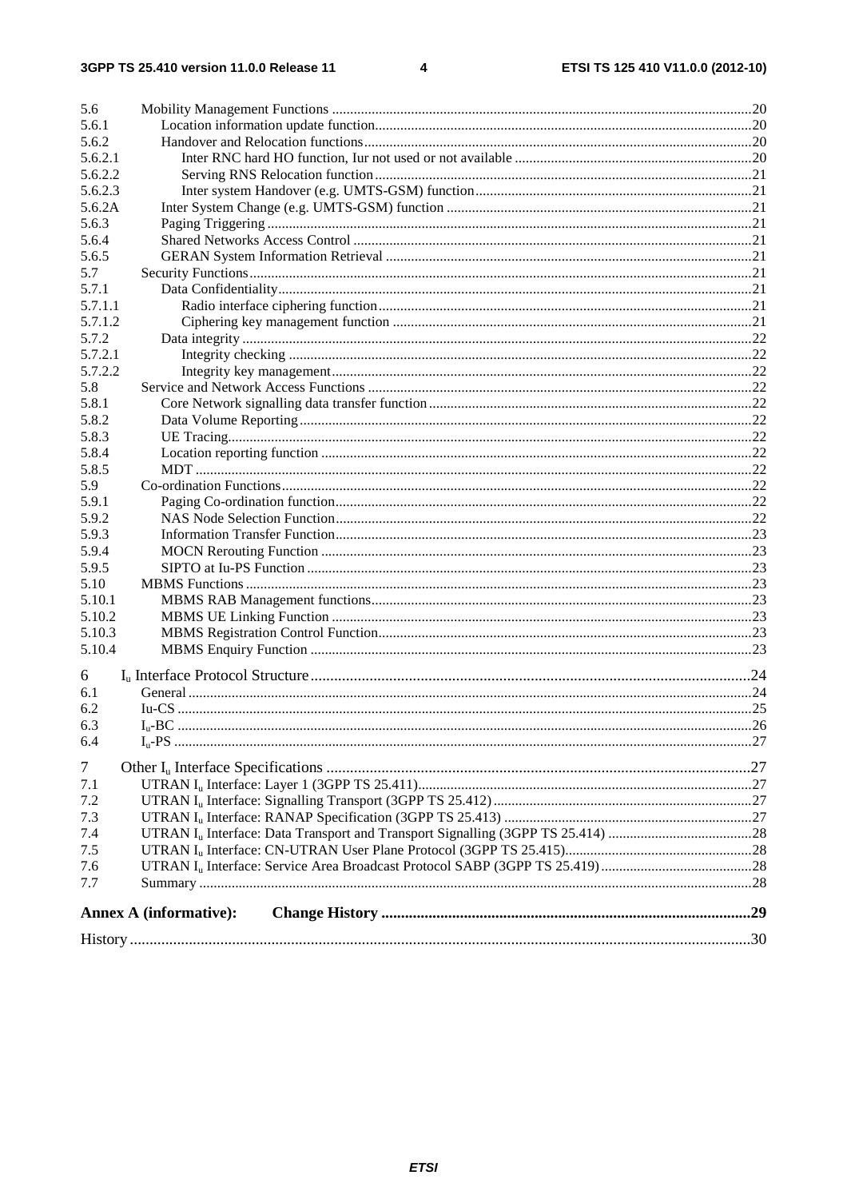5.6 Mobility Management Functions .....20
5.6.1 Location information update function.....20
5.6.2 Handover and Relocation functions.....20
5.6.2.1 Inter RNC hard HO function, Iur not used or not available .....20
5.6.2.2 Serving RNS Relocation function.....21
5.6.2.3 Inter system Handover (e.g. UMTS-GSM) function.....21
5.6.2A Inter System Change (e.g. UMTS-GSM) function .....21
5.6.3 Paging Triggering .....21
5.6.4 Shared Networks Access Control .....21
5.6.5 GERAN System Information Retrieval .....21
5.7 Security Functions.....21
5.7.1 Data Confidentiality.....21
5.7.1.1 Radio interface ciphering function.....21
5.7.1.2 Ciphering key management function .....21
5.7.2 Data integrity .....22
5.7.2.1 Integrity checking .....22
5.7.2.2 Integrity key management.....22
5.8 Service and Network Access Functions .....22
5.8.1 Core Network signalling data transfer function.....22
5.8.2 Data Volume Reporting.....22
5.8.3 UE Tracing.....22
5.8.4 Location reporting function .....22
5.8.5 MDT .....22
5.9 Co-ordination Functions.....22
5.9.1 Paging Co-ordination function.....22
5.9.2 NAS Node Selection Function.....22
5.9.3 Information Transfer Function.....23
5.9.4 MOCN Rerouting Function .....23
5.9.5 SIPTO at Iu-PS Function .....23
5.10 MBMS Functions .....23
5.10.1 MBMS RAB Management functions.....23
5.10.2 MBMS UE Linking Function .....23
5.10.3 MBMS Registration Control Function.....23
5.10.4 MBMS Enquiry Function .....23

6 $I_u$ Interface Protocol Structure.....24
6.1 General .....24
6.2 Iu-CS .....25
6.3 $I_u$-BC .....26
6.4 $I_u$-PS .....27

7 Other $I_u$ Interface Specifications .....27
7.1 UTRAN $I_u$ Interface: Layer 1 (3GPP TS 25.411).....27
7.2 UTRAN $I_u$ Interface: Signalling Transport (3GPP TS 25.412).....27
7.3 UTRAN $I_u$ Interface: RANAP Specification (3GPP TS 25.413) .....27
7.4 UTRAN $I_u$ Interface: Data Transport and Transport Signalling (3GPP TS 25.414) .....28
7.5 UTRAN $I_u$ Interface: CN-UTRAN User Plane Protocol (3GPP TS 25.415).....28
7.6 UTRAN $I_u$ Interface: Service Area Broadcast Protocol SABP (3GPP TS 25.419) .....28
7.7 Summary .....28

**Annex A (informative): Change History .....29**

History .....30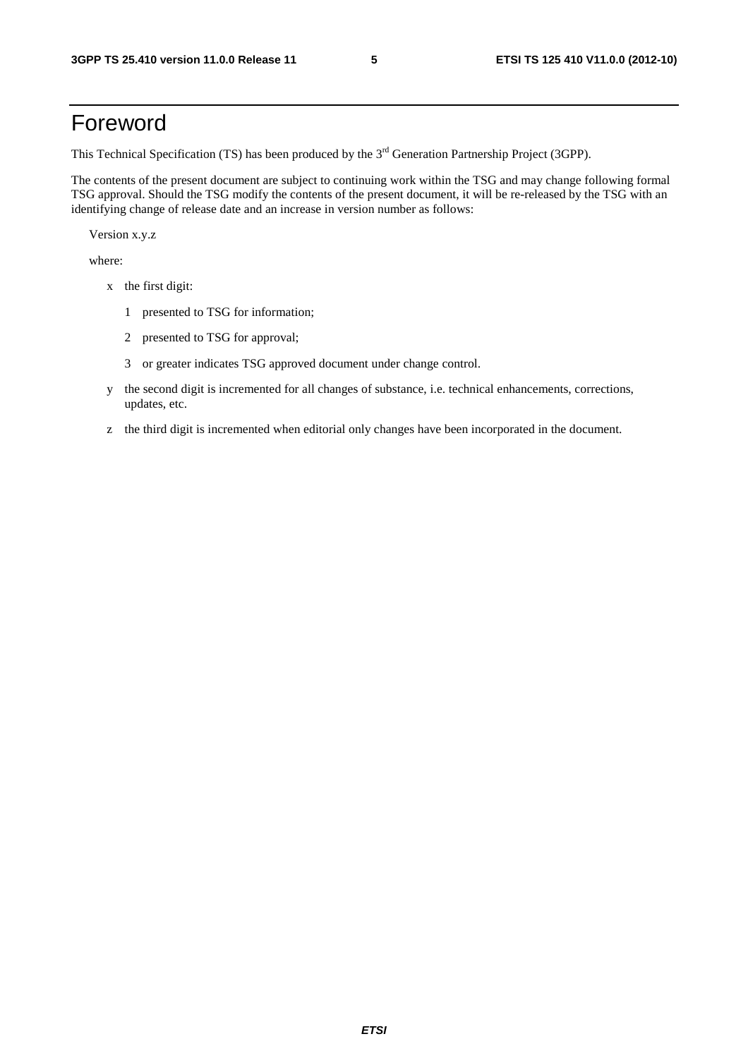# Foreword

This Technical Specification (TS) has been produced by the 3rd Generation Partnership Project (3GPP).

The contents of the present document are subject to continuing work within the TSG and may change following formal TSG approval. Should the TSG modify the contents of the present document, it will be re-released by the TSG with an identifying change of release date and an increase in version number as follows:

Version x.y.z

where:

- x the first digit:
  - 1 presented to TSG for information;
  - 2 presented to TSG for approval;
  - 3 or greater indicates TSG approved document under change control.
- y the second digit is incremented for all changes of substance, i.e. technical enhancements, corrections, updates, etc.
- z the third digit is incremented when editorial only changes have been incorporated in the document.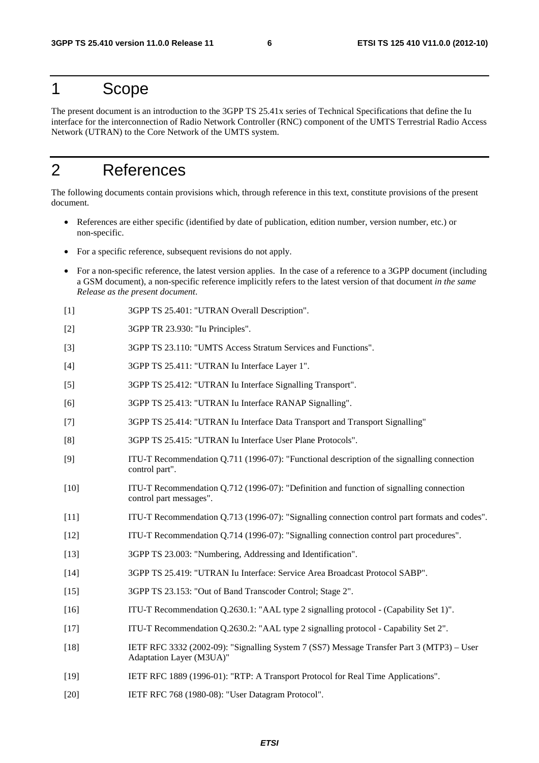# 1 Scope

The present document is an introduction to the 3GPP TS 25.41x series of Technical Specifications that define the Iu interface for the interconnection of Radio Network Controller (RNC) component of the UMTS Terrestrial Radio Access Network (UTRAN) to the Core Network of the UMTS system.

# 2 References

The following documents contain provisions which, through reference in this text, constitute provisions of the present document.

- References are either specific (identified by date of publication, edition number, version number, etc.) or non-specific.
- For a specific reference, subsequent revisions do not apply.
- For a non-specific reference, the latest version applies. In the case of a reference to a 3GPP document (including a GSM document), a non-specific reference implicitly refers to the latest version of that document *in the same Release as the present document*.

[1] 3GPP TS 25.401: "UTRAN Overall Description".

[2] 3GPP TR 23.930: "Iu Principles".

[3] 3GPP TS 23.110: "UMTS Access Stratum Services and Functions".

[4] 3GPP TS 25.411: "UTRAN Iu Interface Layer 1".

[5] 3GPP TS 25.412: "UTRAN Iu Interface Signalling Transport".

[6] 3GPP TS 25.413: "UTRAN Iu Interface RANAP Signalling".

[7] 3GPP TS 25.414: "UTRAN Iu Interface Data Transport and Transport Signalling"

[8] 3GPP TS 25.415: "UTRAN Iu Interface User Plane Protocols".

[9] ITU-T Recommendation Q.711 (1996-07): "Functional description of the signalling connection control part".

[10] ITU-T Recommendation Q.712 (1996-07): "Definition and function of signalling connection control part messages".

[11] ITU-T Recommendation Q.713 (1996-07): "Signalling connection control part formats and codes".

[12] ITU-T Recommendation Q.714 (1996-07): "Signalling connection control part procedures".

[13] 3GPP TS 23.003: "Numbering, Addressing and Identification".

[14] 3GPP TS 25.419: "UTRAN Iu Interface: Service Area Broadcast Protocol SABP".

[15] 3GPP TS 23.153: "Out of Band Transcoder Control; Stage 2".

[16] ITU-T Recommendation Q.2630.1: "AAL type 2 signalling protocol - (Capability Set 1)".

[17] ITU-T Recommendation Q.2630.2: "AAL type 2 signalling protocol - Capability Set 2".

[18] IETF RFC 3332 (2002-09): "Signalling System 7 (SS7) Message Transfer Part 3 (MTP3) – User Adaptation Layer (M3UA)"

[19] IETF RFC 1889 (1996-01): "RTP: A Transport Protocol for Real Time Applications".

[20] IETF RFC 768 (1980-08): "User Datagram Protocol".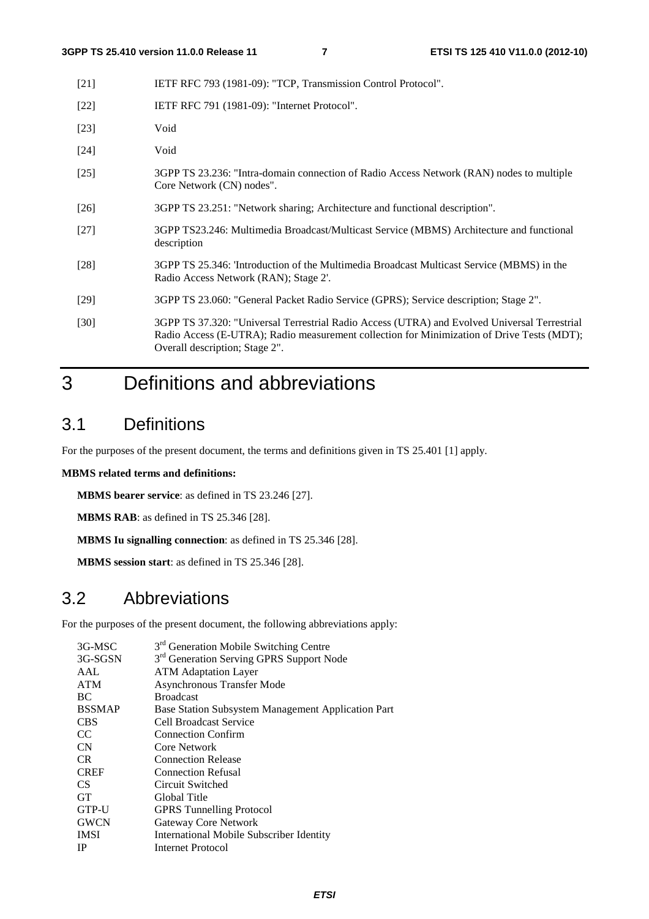[21] IETF RFC 793 (1981-09): "TCP, Transmission Control Protocol".

[22] IETF RFC 791 (1981-09): "Internet Protocol".

[23] Void

[24] Void

[25] 3GPP TS 23.236: "Intra-domain connection of Radio Access Network (RAN) nodes to multiple Core Network (CN) nodes".

[26] 3GPP TS 23.251: "Network sharing; Architecture and functional description".

[27] 3GPP TS23.246: Multimedia Broadcast/Multicast Service (MBMS) Architecture and functional description

[28] 3GPP TS 25.346: 'Introduction of the Multimedia Broadcast Multicast Service (MBMS) in the Radio Access Network (RAN); Stage 2'.

[29] 3GPP TS 23.060: "General Packet Radio Service (GPRS); Service description; Stage 2".

[30] 3GPP TS 37.320: "Universal Terrestrial Radio Access (UTRA) and Evolved Universal Terrestrial Radio Access (E-UTRA); Radio measurement collection for Minimization of Drive Tests (MDT); Overall description; Stage 2".

# 3 Definitions and abbreviations

## 3.1 Definitions

For the purposes of the present document, the terms and definitions given in TS 25.401 [1] apply.

**MBMS related terms and definitions:**

**MBMS bearer service**: as defined in TS 23.246 [27].

**MBMS RAB**: as defined in TS 25.346 [28].

**MBMS Iu signalling connection**: as defined in TS 25.346 [28].

**MBMS session start**: as defined in TS 25.346 [28].

## 3.2 Abbreviations

For the purposes of the present document, the following abbreviations apply:

3G-MSC 3rd Generation Mobile Switching Centre
3G-SGSN 3rd Generation Serving GPRS Support Node
AAL ATM Adaptation Layer
ATM Asynchronous Transfer Mode
BC Broadcast
BSSMAP Base Station Subsystem Management Application Part
CBS Cell Broadcast Service
CC Connection Confirm
CN Core Network
CR Connection Release
CREF Connection Refusal
CS Circuit Switched
GT Global Title
GTP-U GPRS Tunnelling Protocol
GWCN Gateway Core Network
IMSI International Mobile Subscriber Identity
IP Internet Protocol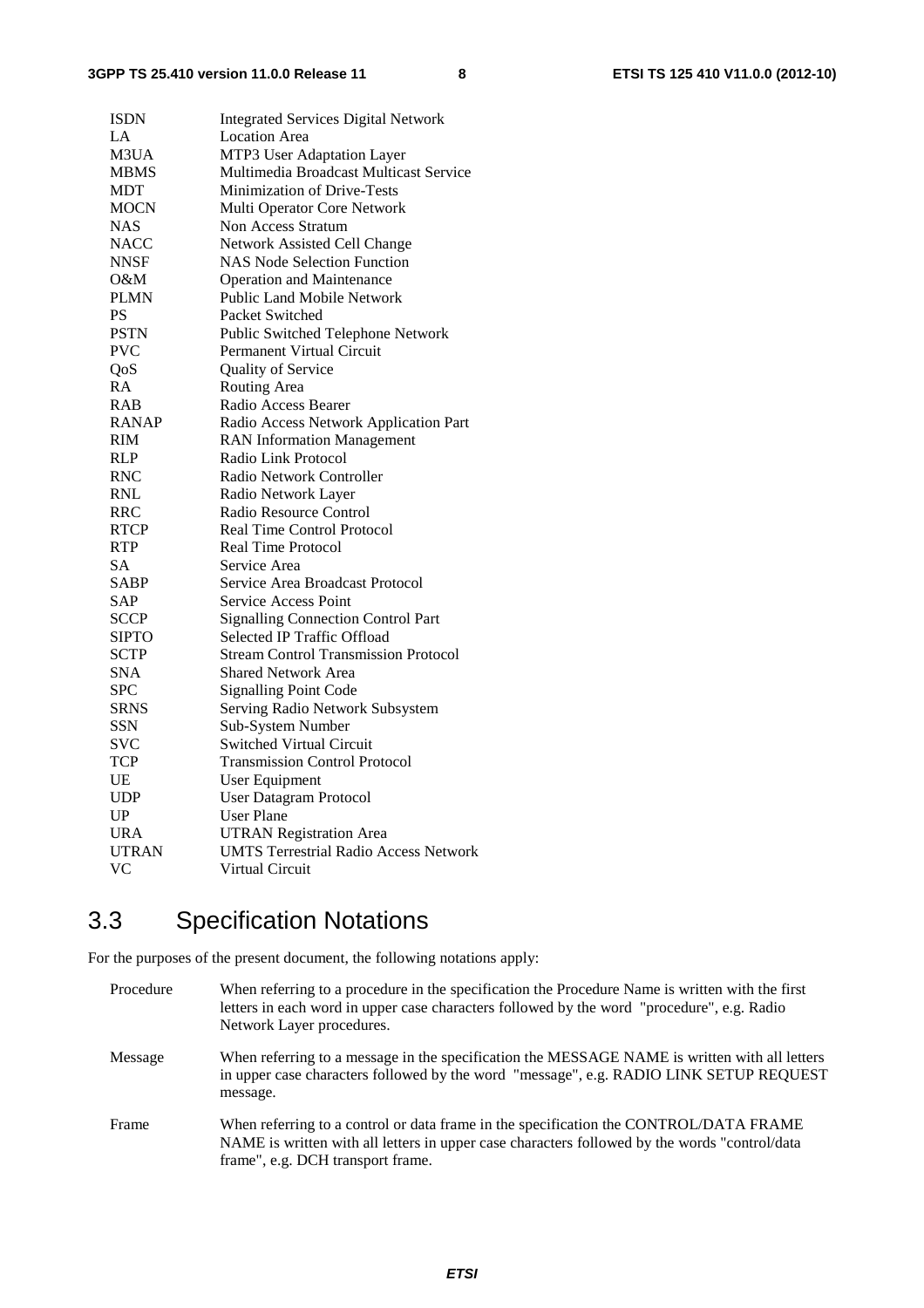| | |
|---|---|
| ISDN | Integrated Services Digital Network |
| LA | Location Area |
| M3UA | MTP3 User Adaptation Layer |
| MBMS | Multimedia Broadcast Multicast Service |
| MDT | Minimization of Drive-Tests |
| MOCN | Multi Operator Core Network |
| NAS | Non Access Stratum |
| NACC | Network Assisted Cell Change |
| NNSF | NAS Node Selection Function |
| O&M | Operation and Maintenance |
| PLMN | Public Land Mobile Network |
| PS | Packet Switched |
| PSTN | Public Switched Telephone Network |
| PVC | Permanent Virtual Circuit |
| QoS | Quality of Service |
| RA | Routing Area |
| RAB | Radio Access Bearer |
| RANAP | Radio Access Network Application Part |
| RIM | RAN Information Management |
| RLP | Radio Link Protocol |
| RNC | Radio Network Controller |
| RNL | Radio Network Layer |
| RRC | Radio Resource Control |
| RTCP | Real Time Control Protocol |
| RTP | Real Time Protocol |
| SA | Service Area |
| SABP | Service Area Broadcast Protocol |
| SAP | Service Access Point |
| SCCP | Signalling Connection Control Part |
| SIPTO | Selected IP Traffic Offload |
| SCTP | Stream Control Transmission Protocol |
| SNA | Shared Network Area |
| SPC | Signalling Point Code |
| SRNS | Serving Radio Network Subsystem |
| SSN | Sub-System Number |
| SVC | Switched Virtual Circuit |
| TCP | Transmission Control Protocol |
| UE | User Equipment |
| UDP | User Datagram Protocol |
| UP | User Plane |
| URA | UTRAN Registration Area |
| UTRAN | UMTS Terrestrial Radio Access Network |
| VC | Virtual Circuit |

## 3.3 Specification Notations

For the purposes of the present document, the following notations apply:

| | |
|---|---|
| Procedure | When referring to a procedure in the specification the Procedure Name is written with the first letters in each word in upper case characters followed by the word "procedure", e.g. Radio Network Layer procedures. |
| Message | When referring to a message in the specification the MESSAGE NAME is written with all letters in upper case characters followed by the word "message", e.g. RADIO LINK SETUP REQUEST message. |
| Frame | When referring to a control or data frame in the specification the CONTROL/DATA FRAME NAME is written with all letters in upper case characters followed by the words "control/data frame", e.g. DCH transport frame. |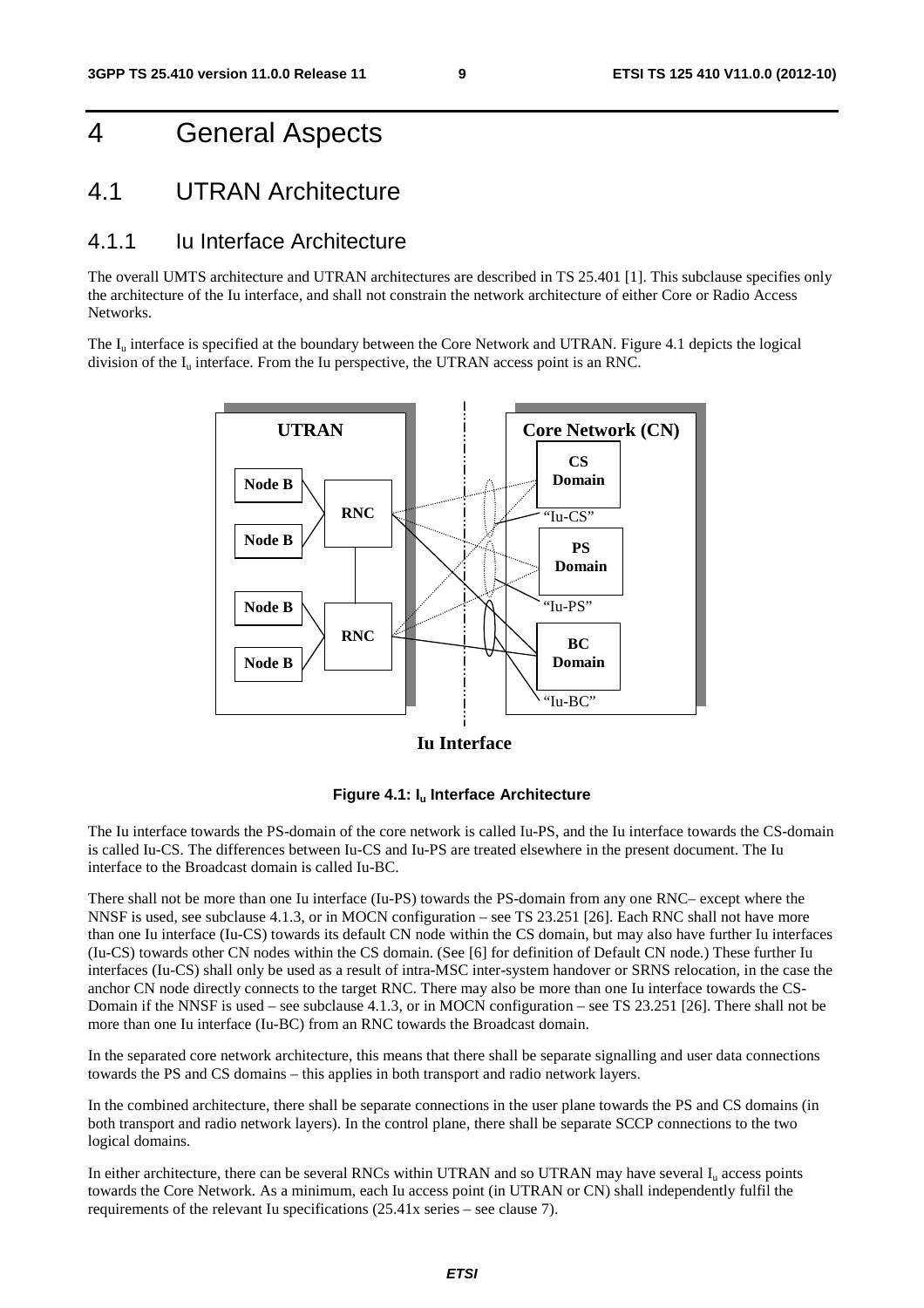# 4 General Aspects

## 4.1 UTRAN Architecture

### 4.1.1 Iu Interface Architecture

The overall UMTS architecture and UTRAN architectures are described in TS 25.401 [1]. This subclause specifies only the architecture of the Iu interface, and shall not constrain the network architecture of either Core or Radio Access Networks.

The $I_u$ interface is specified at the boundary between the Core Network and UTRAN. Figure 4.1 depicts the logical division of the $I_u$ interface. From the Iu perspective, the UTRAN access point is an RNC.

**Figure 4.1: $I_u$ Interface Architecture**

The Iu interface towards the PS-domain of the core network is called Iu-PS, and the Iu interface towards the CS-domain is called Iu-CS. The differences between Iu-CS and Iu-PS are treated elsewhere in the present document. The Iu interface to the Broadcast domain is called Iu-BC.

There shall not be more than one Iu interface (Iu-PS) towards the PS-domain from any one RNC– except where the NNSF is used, see subclause 4.1.3, or in MOCN configuration – see TS 23.251 [26]. Each RNC shall not have more than one Iu interface (Iu-CS) towards its default CN node within the CS domain, but may also have further Iu interfaces (Iu-CS) towards other CN nodes within the CS domain. (See [6] for definition of Default CN node.) These further Iu interfaces (Iu-CS) shall only be used as a result of intra-MSC inter-system handover or SRNS relocation, in the case the anchor CN node directly connects to the target RNC. There may also be more than one Iu interface towards the CS-Domain if the NNSF is used – see subclause 4.1.3, or in MOCN configuration – see TS 23.251 [26]. There shall not be more than one Iu interface (Iu-BC) from an RNC towards the Broadcast domain.

In the separated core network architecture, this means that there shall be separate signalling and user data connections towards the PS and CS domains – this applies in both transport and radio network layers.

In the combined architecture, there shall be separate connections in the user plane towards the PS and CS domains (in both transport and radio network layers). In the control plane, there shall be separate SCCP connections to the two logical domains.

In either architecture, there can be several RNCs within UTRAN and so UTRAN may have several $I_u$ access points towards the Core Network. As a minimum, each Iu access point (in UTRAN or CN) shall independently fulfil the requirements of the relevant Iu specifications (25.41x series – see clause 7).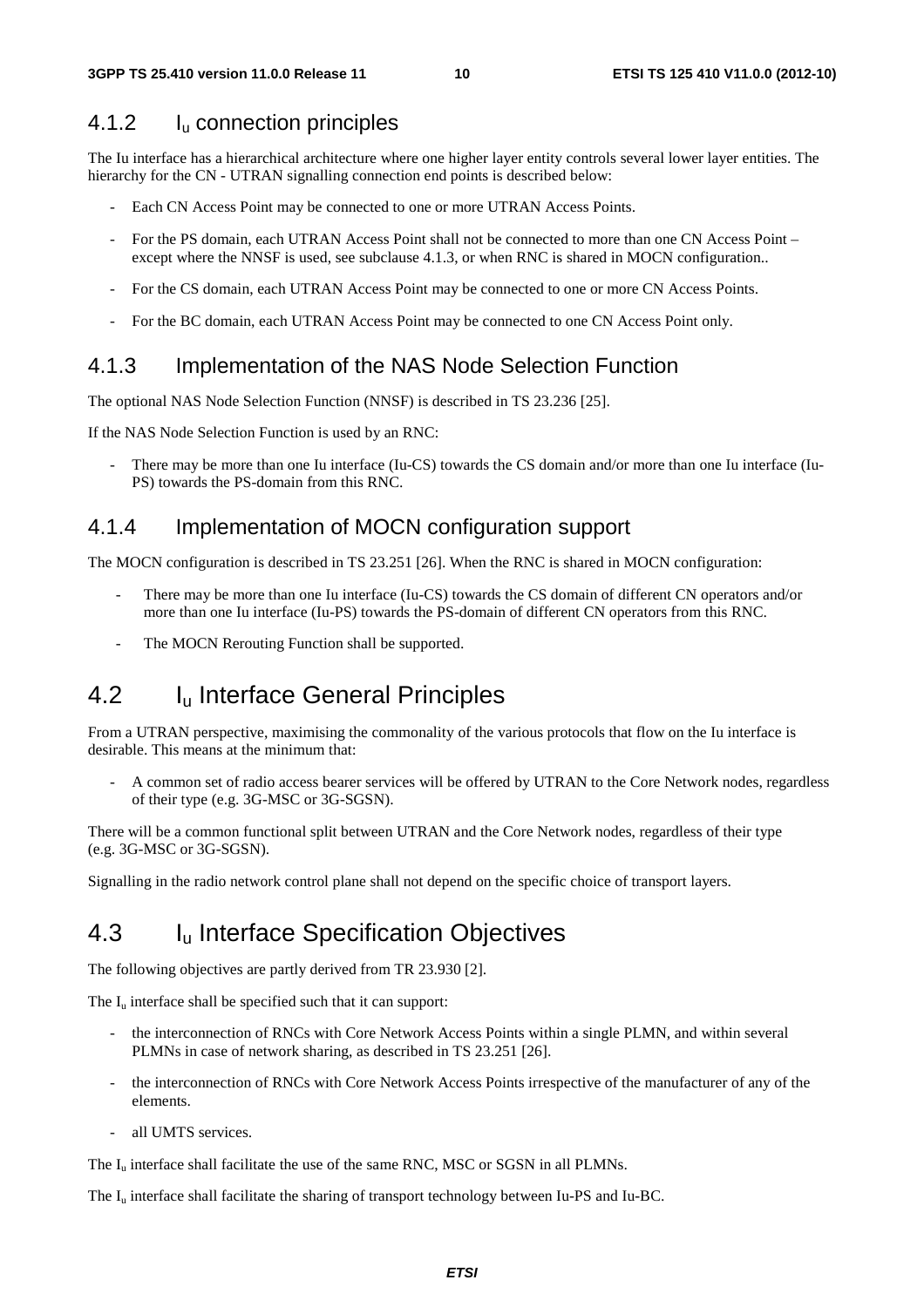### 4.1.2 $I_u$ connection principles

The Iu interface has a hierarchical architecture where one higher layer entity controls several lower layer entities. The hierarchy for the CN - UTRAN signalling connection end points is described below:

- Each CN Access Point may be connected to one or more UTRAN Access Points.
- For the PS domain, each UTRAN Access Point shall not be connected to more than one CN Access Point – except where the NNSF is used, see subclause 4.1.3, or when RNC is shared in MOCN configuration..
- For the CS domain, each UTRAN Access Point may be connected to one or more CN Access Points.
- For the BC domain, each UTRAN Access Point may be connected to one CN Access Point only.

### 4.1.3 Implementation of the NAS Node Selection Function

The optional NAS Node Selection Function (NNSF) is described in TS 23.236 [25].

If the NAS Node Selection Function is used by an RNC:

- There may be more than one Iu interface (Iu-CS) towards the CS domain and/or more than one Iu interface (Iu-PS) towards the PS-domain from this RNC.

### 4.1.4 Implementation of MOCN configuration support

The MOCN configuration is described in TS 23.251 [26]. When the RNC is shared in MOCN configuration:

- There may be more than one Iu interface (Iu-CS) towards the CS domain of different CN operators and/or more than one Iu interface (Iu-PS) towards the PS-domain of different CN operators from this RNC.
- The MOCN Rerouting Function shall be supported.

## 4.2 $I_u$ Interface General Principles

From a UTRAN perspective, maximising the commonality of the various protocols that flow on the Iu interface is desirable. This means at the minimum that:

- A common set of radio access bearer services will be offered by UTRAN to the Core Network nodes, regardless of their type (e.g. 3G-MSC or 3G-SGSN).

There will be a common functional split between UTRAN and the Core Network nodes, regardless of their type (e.g. 3G-MSC or 3G-SGSN).

Signalling in the radio network control plane shall not depend on the specific choice of transport layers.

## 4.3 $I_u$ Interface Specification Objectives

The following objectives are partly derived from TR 23.930 [2].

The $I_u$ interface shall be specified such that it can support:

- the interconnection of RNCs with Core Network Access Points within a single PLMN, and within several PLMNs in case of network sharing, as described in TS 23.251 [26].
- the interconnection of RNCs with Core Network Access Points irrespective of the manufacturer of any of the elements.
- all UMTS services.

The $I_u$ interface shall facilitate the use of the same RNC, MSC or SGSN in all PLMNs.

The $I_u$ interface shall facilitate the sharing of transport technology between Iu-PS and Iu-BC.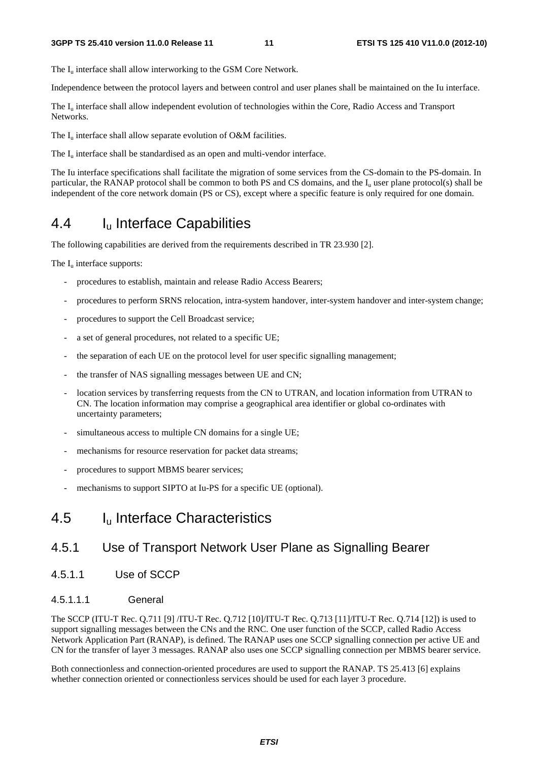The $I_u$ interface shall allow interworking to the GSM Core Network.

Independence between the protocol layers and between control and user planes shall be maintained on the Iu interface.

The $I_u$ interface shall allow independent evolution of technologies within the Core, Radio Access and Transport Networks.

The $I_u$ interface shall allow separate evolution of O&M facilities.

The $I_u$ interface shall be standardised as an open and multi-vendor interface.

The Iu interface specifications shall facilitate the migration of some services from the CS-domain to the PS-domain. In particular, the RANAP protocol shall be common to both PS and CS domains, and the $I_u$ user plane protocol(s) shall be independent of the core network domain (PS or CS), except where a specific feature is only required for one domain.

## 4.4 $I_u$ Interface Capabilities

The following capabilities are derived from the requirements described in TR 23.930 [2].

The $I_u$ interface supports:

- procedures to establish, maintain and release Radio Access Bearers;
- procedures to perform SRNS relocation, intra-system handover, inter-system handover and inter-system change;
- procedures to support the Cell Broadcast service;
- a set of general procedures, not related to a specific UE;
- the separation of each UE on the protocol level for user specific signalling management;
- the transfer of NAS signalling messages between UE and CN;
- location services by transferring requests from the CN to UTRAN, and location information from UTRAN to CN. The location information may comprise a geographical area identifier or global co-ordinates with uncertainty parameters;
- simultaneous access to multiple CN domains for a single UE;
- mechanisms for resource reservation for packet data streams;
- procedures to support MBMS bearer services;
- mechanisms to support SIPTO at Iu-PS for a specific UE (optional).

## 4.5 $I_u$ Interface Characteristics

### 4.5.1 Use of Transport Network User Plane as Signalling Bearer

#### 4.5.1.1 Use of SCCP

##### 4.5.1.1.1 General

The SCCP (ITU-T Rec. Q.711 [9] /ITU-T Rec. Q.712 [10]/ITU-T Rec. Q.713 [11]/ITU-T Rec. Q.714 [12]) is used to support signalling messages between the CNs and the RNC. One user function of the SCCP, called Radio Access Network Application Part (RANAP), is defined. The RANAP uses one SCCP signalling connection per active UE and CN for the transfer of layer 3 messages. RANAP also uses one SCCP signalling connection per MBMS bearer service.

Both connectionless and connection-oriented procedures are used to support the RANAP. TS 25.413 [6] explains whether connection oriented or connectionless services should be used for each layer 3 procedure.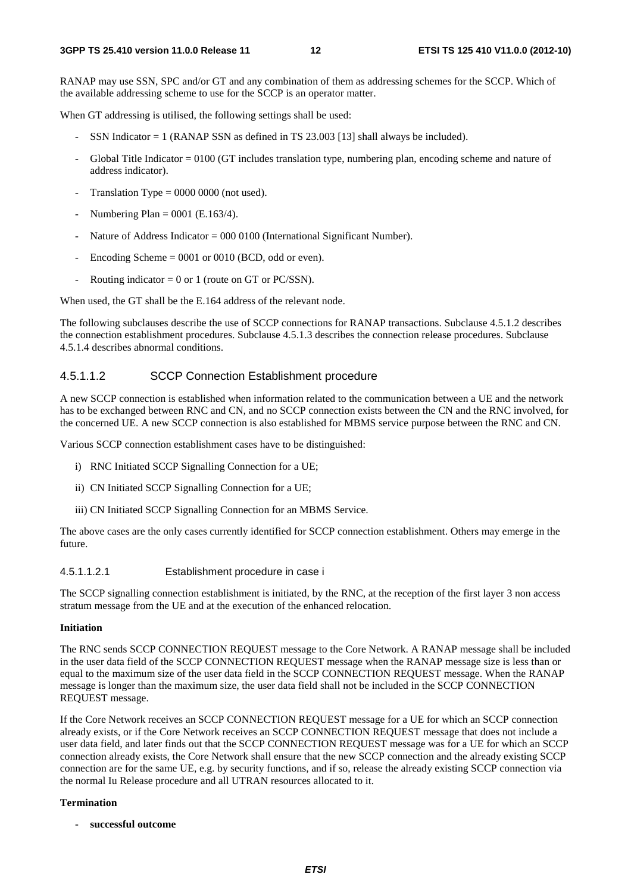RANAP may use SSN, SPC and/or GT and any combination of them as addressing schemes for the SCCP. Which of the available addressing scheme to use for the SCCP is an operator matter.

When GT addressing is utilised, the following settings shall be used:

- SSN Indicator = 1 (RANAP SSN as defined in TS 23.003 [13] shall always be included).
- Global Title Indicator = 0100 (GT includes translation type, numbering plan, encoding scheme and nature of address indicator).
- Translation Type = 0000 0000 (not used).
- Numbering Plan = 0001 (E.163/4).
- Nature of Address Indicator = 000 0100 (International Significant Number).
- Encoding Scheme = 0001 or 0010 (BCD, odd or even).
- Routing indicator = 0 or 1 (route on GT or PC/SSN).

When used, the GT shall be the E.164 address of the relevant node.

The following subclauses describe the use of SCCP connections for RANAP transactions. Subclause 4.5.1.2 describes the connection establishment procedures. Subclause 4.5.1.3 describes the connection release procedures. Subclause 4.5.1.4 describes abnormal conditions.

#### 4.5.1.1.2 SCCP Connection Establishment procedure

A new SCCP connection is established when information related to the communication between a UE and the network has to be exchanged between RNC and CN, and no SCCP connection exists between the CN and the RNC involved, for the concerned UE. A new SCCP connection is also established for MBMS service purpose between the RNC and CN.

Various SCCP connection establishment cases have to be distinguished:

i) RNC Initiated SCCP Signalling Connection for a UE;

ii) CN Initiated SCCP Signalling Connection for a UE;

iii) CN Initiated SCCP Signalling Connection for an MBMS Service.

The above cases are the only cases currently identified for SCCP connection establishment. Others may emerge in the future.

##### 4.5.1.1.2.1 Establishment procedure in case i

The SCCP signalling connection establishment is initiated, by the RNC, at the reception of the first layer 3 non access stratum message from the UE and at the execution of the enhanced relocation.

**Initiation**

The RNC sends SCCP CONNECTION REQUEST message to the Core Network. A RANAP message shall be included in the user data field of the SCCP CONNECTION REQUEST message when the RANAP message size is less than or equal to the maximum size of the user data field in the SCCP CONNECTION REQUEST message. When the RANAP message is longer than the maximum size, the user data field shall not be included in the SCCP CONNECTION REQUEST message.

If the Core Network receives an SCCP CONNECTION REQUEST message for a UE for which an SCCP connection already exists, or if the Core Network receives an SCCP CONNECTION REQUEST message that does not include a user data field, and later finds out that the SCCP CONNECTION REQUEST message was for a UE for which an SCCP connection already exists, the Core Network shall ensure that the new SCCP connection and the already existing SCCP connection are for the same UE, e.g. by security functions, and if so, release the already existing SCCP connection via the normal Iu Release procedure and all UTRAN resources allocated to it.

**Termination**

- **successful outcome**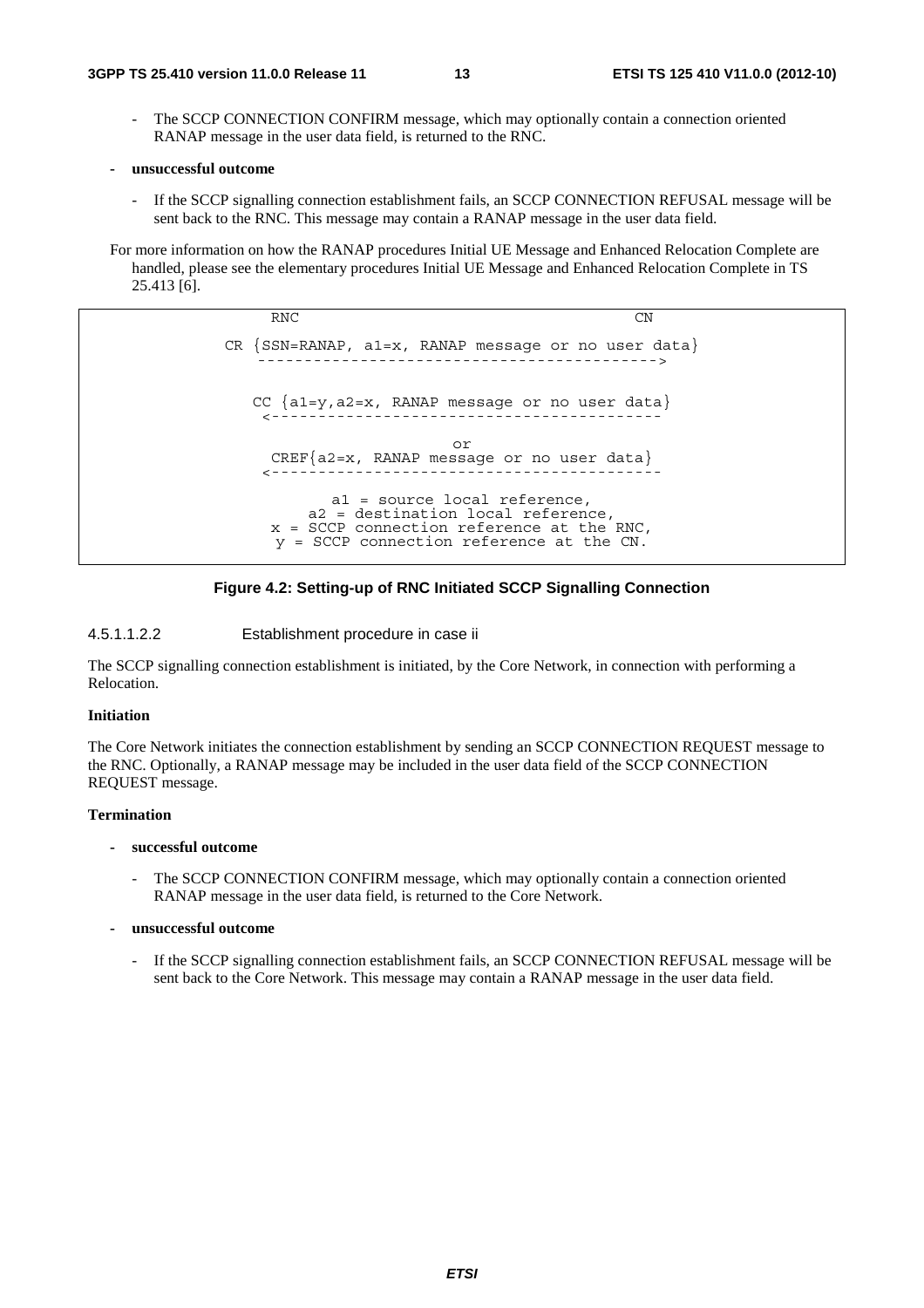- The SCCP CONNECTION CONFIRM message, which may optionally contain a connection oriented RANAP message in the user data field, is returned to the RNC.

- **unsuccessful outcome**

  - If the SCCP signalling connection establishment fails, an SCCP CONNECTION REFUSAL message will be sent back to the RNC. This message may contain a RANAP message in the user data field.

For more information on how the RANAP procedures Initial UE Message and Enhanced Relocation Complete are handled, please see the elementary procedures Initial UE Message and Enhanced Relocation Complete in TS 25.413 [6].

```
         RNC                                          CN

   CR {SSN=RANAP, a1=x, RANAP message or no user data}
      ------------------------------------------->

      CC {a1=y,a2=x, RANAP message or no user data}
      <------------------------------------------

                          or
      CREF{a2=x, RANAP message or no user data}
      <------------------------------------------

               a1 = source local reference,
            a2 = destination local reference,
        x = SCCP connection reference at the RNC,
        y = SCCP connection reference at the CN.
```

**Figure 4.2: Setting-up of RNC Initiated SCCP Signalling Connection**

#### 4.5.1.1.2.2 Establishment procedure in case ii

The SCCP signalling connection establishment is initiated, by the Core Network, in connection with performing a Relocation.

**Initiation**

The Core Network initiates the connection establishment by sending an SCCP CONNECTION REQUEST message to the RNC. Optionally, a RANAP message may be included in the user data field of the SCCP CONNECTION REQUEST message.

**Termination**

- **successful outcome**

  - The SCCP CONNECTION CONFIRM message, which may optionally contain a connection oriented RANAP message in the user data field, is returned to the Core Network.

- **unsuccessful outcome**

  - If the SCCP signalling connection establishment fails, an SCCP CONNECTION REFUSAL message will be sent back to the Core Network. This message may contain a RANAP message in the user data field.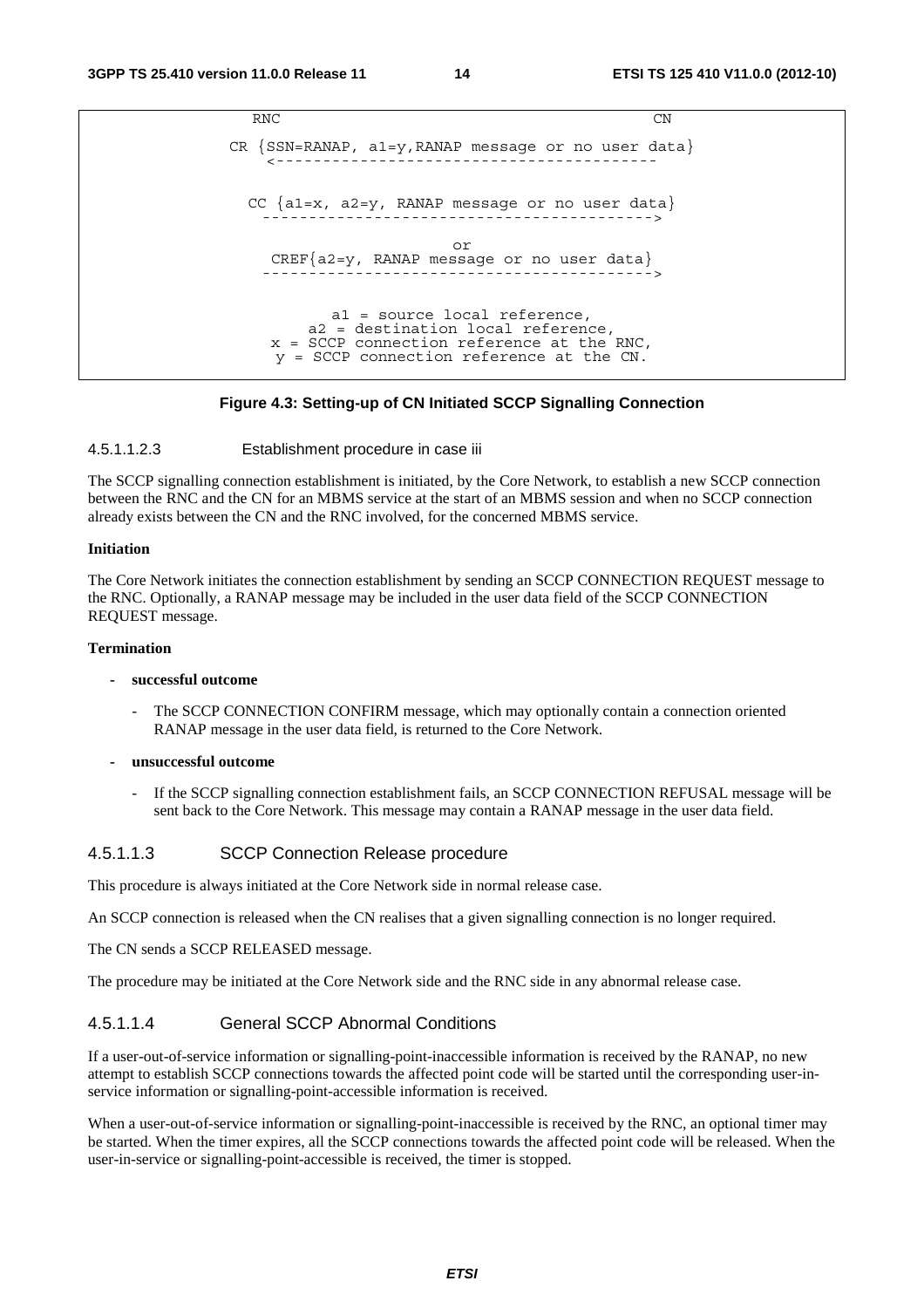```
        RNC                                                    CN

  CR {SSN=RANAP, a1=y,RANAP message or no user data}
     <-----------------------------------------

    CC {a1=x, a2=y, RANAP message or no user data}
      ----------------------------------------->

                         or
     CREF{a2=y, RANAP message or no user data}
      ----------------------------------------->


             a1 = source local reference,
          a2 = destination local reference,
       x = SCCP connection reference at the RNC,
        y = SCCP connection reference at the CN.
```

**Figure 4.3: Setting-up of CN Initiated SCCP Signalling Connection**

#### 4.5.1.1.2.3 Establishment procedure in case iii

The SCCP signalling connection establishment is initiated, by the Core Network, to establish a new SCCP connection between the RNC and the CN for an MBMS service at the start of an MBMS session and when no SCCP connection already exists between the CN and the RNC involved, for the concerned MBMS service.

**Initiation**

The Core Network initiates the connection establishment by sending an SCCP CONNECTION REQUEST message to the RNC. Optionally, a RANAP message may be included in the user data field of the SCCP CONNECTION REQUEST message.

**Termination**

- **successful outcome**
  - The SCCP CONNECTION CONFIRM message, which may optionally contain a connection oriented RANAP message in the user data field, is returned to the Core Network.
- **unsuccessful outcome**
  - If the SCCP signalling connection establishment fails, an SCCP CONNECTION REFUSAL message will be sent back to the Core Network. This message may contain a RANAP message in the user data field.

#### 4.5.1.1.3 SCCP Connection Release procedure

This procedure is always initiated at the Core Network side in normal release case.

An SCCP connection is released when the CN realises that a given signalling connection is no longer required.

The CN sends a SCCP RELEASED message.

The procedure may be initiated at the Core Network side and the RNC side in any abnormal release case.

#### 4.5.1.1.4 General SCCP Abnormal Conditions

If a user-out-of-service information or signalling-point-inaccessible information is received by the RANAP, no new attempt to establish SCCP connections towards the affected point code will be started until the corresponding user-in-service information or signalling-point-accessible information is received.

When a user-out-of-service information or signalling-point-inaccessible is received by the RNC, an optional timer may be started. When the timer expires, all the SCCP connections towards the affected point code will be released. When the user-in-service or signalling-point-accessible is received, the timer is stopped.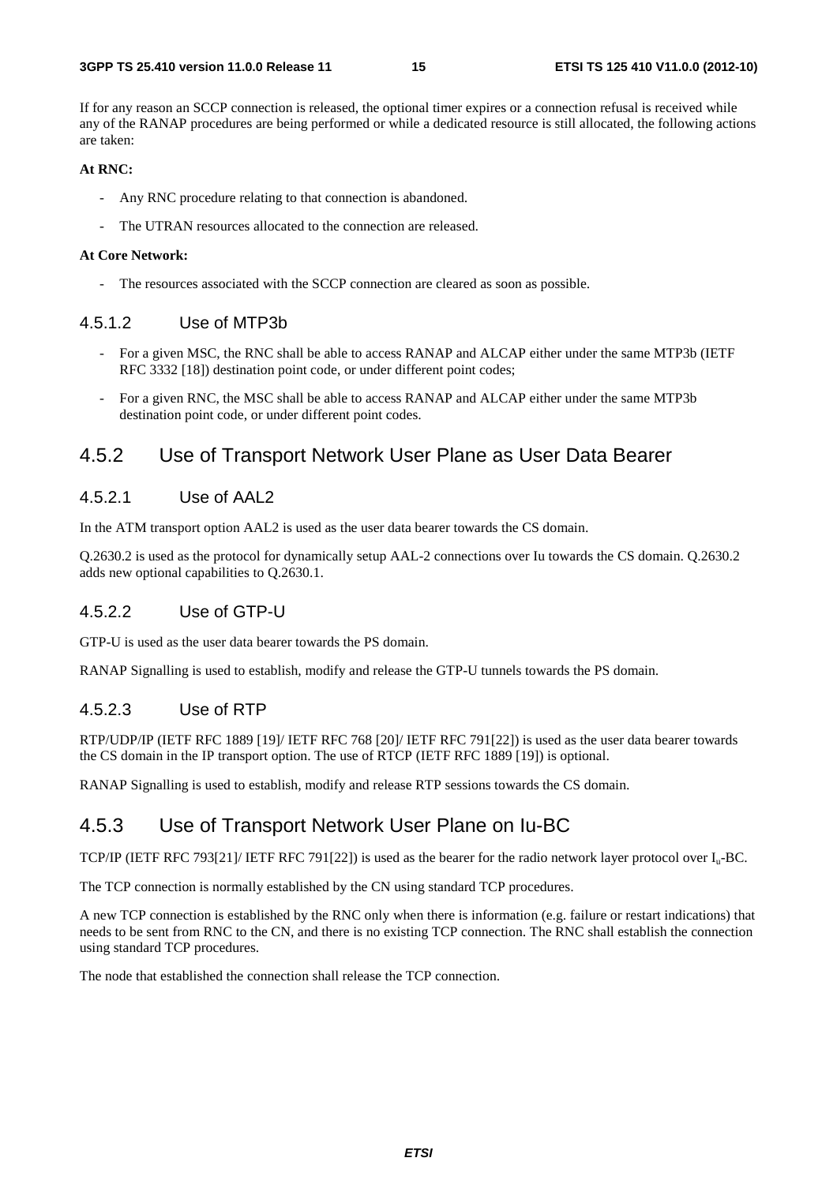If for any reason an SCCP connection is released, the optional timer expires or a connection refusal is received while any of the RANAP procedures are being performed or while a dedicated resource is still allocated, the following actions are taken:

**At RNC:**

- Any RNC procedure relating to that connection is abandoned.
- The UTRAN resources allocated to the connection are released.

**At Core Network:**

- The resources associated with the SCCP connection are cleared as soon as possible.

#### 4.5.1.2 Use of MTP3b

- For a given MSC, the RNC shall be able to access RANAP and ALCAP either under the same MTP3b (IETF RFC 3332 [18]) destination point code, or under different point codes;
- For a given RNC, the MSC shall be able to access RANAP and ALCAP either under the same MTP3b destination point code, or under different point codes.

### 4.5.2 Use of Transport Network User Plane as User Data Bearer

#### 4.5.2.1 Use of AAL2

In the ATM transport option AAL2 is used as the user data bearer towards the CS domain.

Q.2630.2 is used as the protocol for dynamically setup AAL-2 connections over Iu towards the CS domain. Q.2630.2 adds new optional capabilities to Q.2630.1.

#### 4.5.2.2 Use of GTP-U

GTP-U is used as the user data bearer towards the PS domain.

RANAP Signalling is used to establish, modify and release the GTP-U tunnels towards the PS domain.

#### 4.5.2.3 Use of RTP

RTP/UDP/IP (IETF RFC 1889 [19]/ IETF RFC 768 [20]/ IETF RFC 791[22]) is used as the user data bearer towards the CS domain in the IP transport option. The use of RTCP (IETF RFC 1889 [19]) is optional.

RANAP Signalling is used to establish, modify and release RTP sessions towards the CS domain.

### 4.5.3 Use of Transport Network User Plane on Iu-BC

TCP/IP (IETF RFC 793[21]/ IETF RFC 791[22]) is used as the bearer for the radio network layer protocol over $I_u$-BC.

The TCP connection is normally established by the CN using standard TCP procedures.

A new TCP connection is established by the RNC only when there is information (e.g. failure or restart indications) that needs to be sent from RNC to the CN, and there is no existing TCP connection. The RNC shall establish the connection using standard TCP procedures.

The node that established the connection shall release the TCP connection.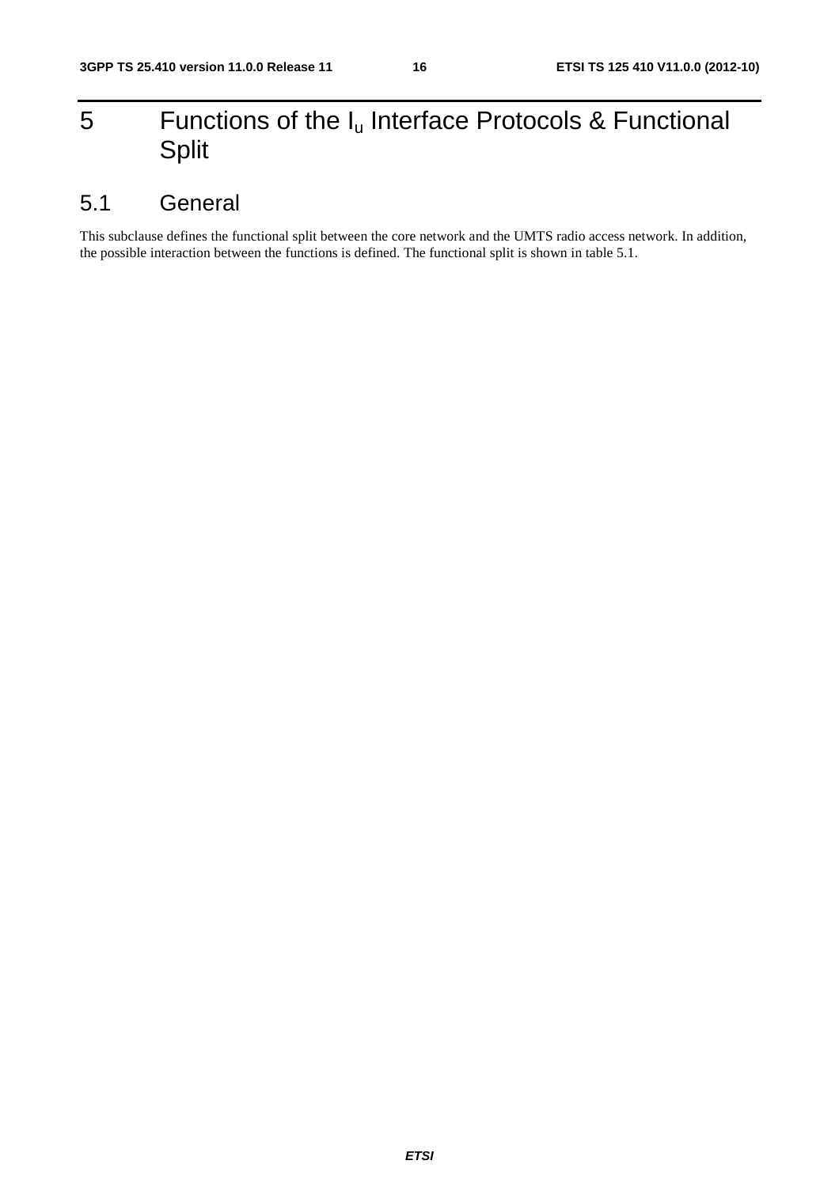# 5 Functions of the $I_u$ Interface Protocols & Functional Split

## 5.1 General

This subclause defines the functional split between the core network and the UMTS radio access network. In addition, the possible interaction between the functions is defined. The functional split is shown in table 5.1.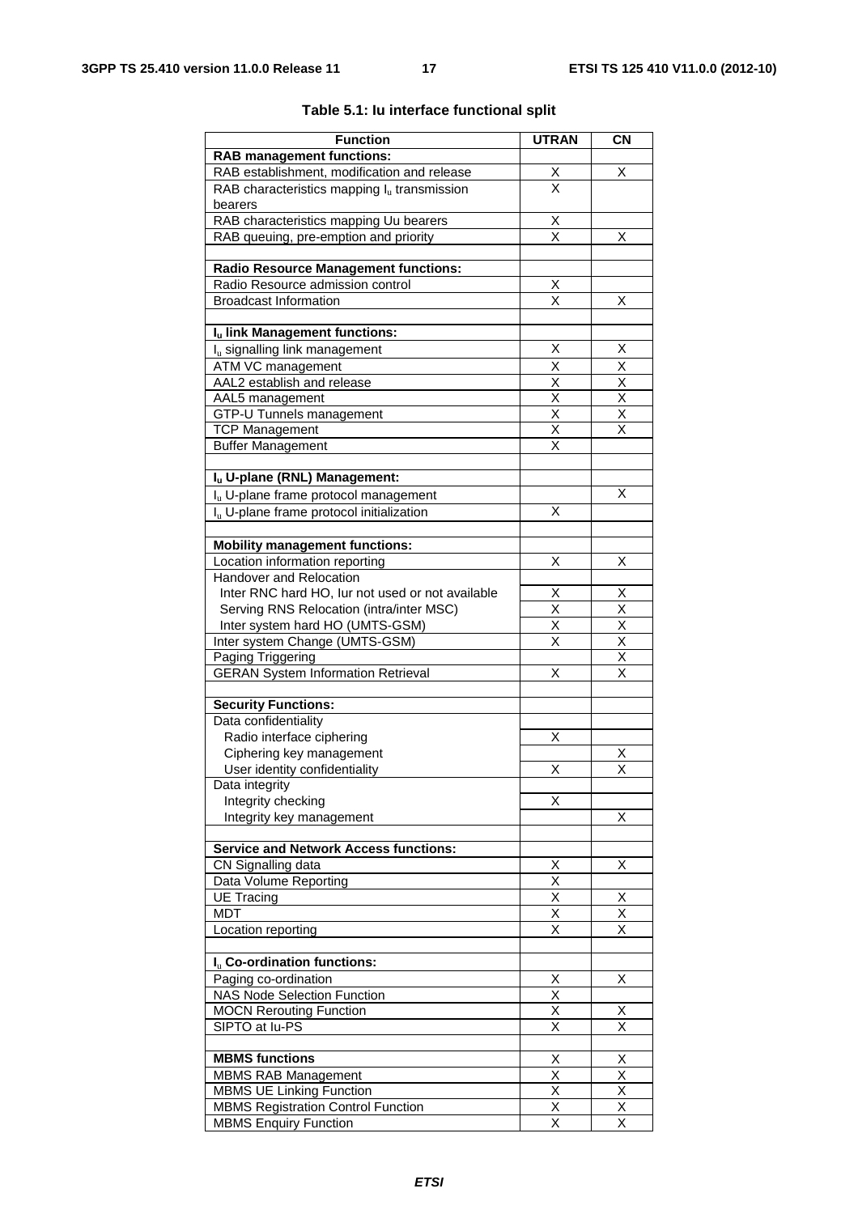**Table 5.1: Iu interface functional split**

| Function | UTRAN | CN |
|---|---|---|
| **RAB management functions:** | | |
| RAB establishment, modification and release | X | X |
| RAB characteristics mapping $I_u$ transmission bearers | X | |
| RAB characteristics mapping Uu bearers | X | |
| RAB queuing, pre-emption and priority | X | X |
| | | |
| **Radio Resource Management functions:** | | |
| Radio Resource admission control | X | |
| Broadcast Information | X | X |
| | | |
| **$I_u$ link Management functions:** | | |
| $I_u$ signalling link management | X | X |
| ATM VC management | X | X |
| AAL2 establish and release | X | X |
| AAL5 management | X | X |
| GTP-U Tunnels management | X | X |
| TCP Management | X | X |
| Buffer Management | X | |
| | | |
| **$I_u$ U-plane (RNL) Management:** | | |
| $I_u$ U-plane frame protocol management | | X |
| $I_u$ U-plane frame protocol initialization | X | |
| | | |
| **Mobility management functions:** | | |
| Location information reporting | X | X |
| Handover and Relocation | | |
| Inter RNC hard HO, Iur not used or not available | X | X |
| Serving RNS Relocation (intra/inter MSC) | X | X |
| Inter system hard HO (UMTS-GSM) | X | X |
| Inter system Change (UMTS-GSM) | X | X |
| Paging Triggering | | X |
| GERAN System Information Retrieval | X | X |
| | | |
| **Security Functions:** | | |
| Data confidentiality | | |
| Radio interface ciphering | X | |
| Ciphering key management | | X |
| User identity confidentiality | X | X |
| Data integrity | | |
| Integrity checking | X | |
| Integrity key management | | X |
| | | |
| **Service and Network Access functions:** | | |
| CN Signalling data | X | X |
| Data Volume Reporting | X | |
| UE Tracing | X | X |
| MDT | X | X |
| Location reporting | X | X |
| | | |
| **$I_u$ Co-ordination functions:** | | |
| Paging co-ordination | X | X |
| NAS Node Selection Function | X | |
| MOCN Rerouting Function | X | X |
| SIPTO at Iu-PS | X | X |
| | | |
| **MBMS functions** | X | X |
| MBMS RAB Management | X | X |
| MBMS UE Linking Function | X | X |
| MBMS Registration Control Function | X | X |
| MBMS Enquiry Function | X | X |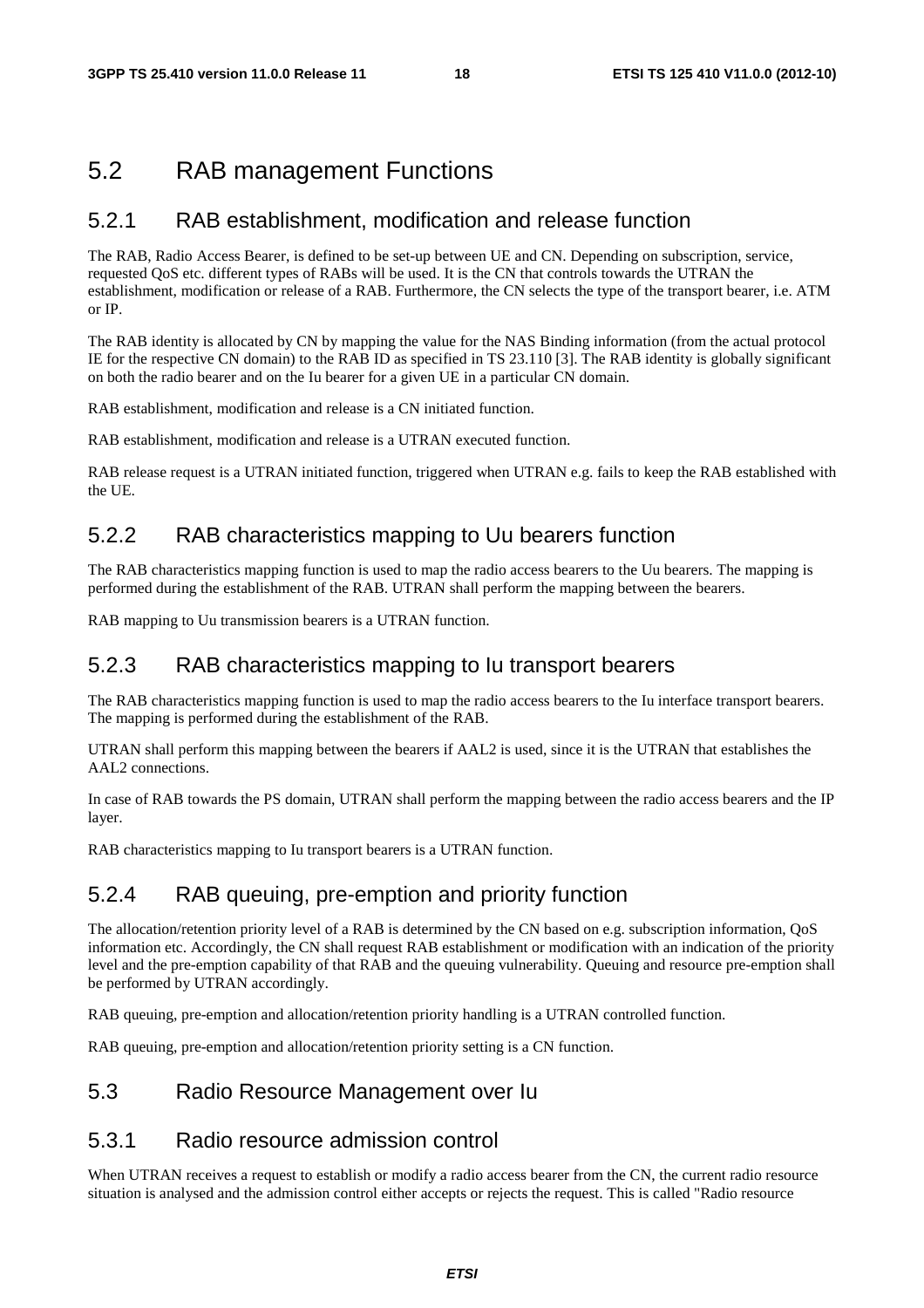## 5.2 RAB management Functions

### 5.2.1 RAB establishment, modification and release function

The RAB, Radio Access Bearer, is defined to be set-up between UE and CN. Depending on subscription, service, requested QoS etc. different types of RABs will be used. It is the CN that controls towards the UTRAN the establishment, modification or release of a RAB. Furthermore, the CN selects the type of the transport bearer, i.e. ATM or IP.

The RAB identity is allocated by CN by mapping the value for the NAS Binding information (from the actual protocol IE for the respective CN domain) to the RAB ID as specified in TS 23.110 [3]. The RAB identity is globally significant on both the radio bearer and on the Iu bearer for a given UE in a particular CN domain.

RAB establishment, modification and release is a CN initiated function.

RAB establishment, modification and release is a UTRAN executed function.

RAB release request is a UTRAN initiated function, triggered when UTRAN e.g. fails to keep the RAB established with the UE.

### 5.2.2 RAB characteristics mapping to Uu bearers function

The RAB characteristics mapping function is used to map the radio access bearers to the Uu bearers. The mapping is performed during the establishment of the RAB. UTRAN shall perform the mapping between the bearers.

RAB mapping to Uu transmission bearers is a UTRAN function.

### 5.2.3 RAB characteristics mapping to Iu transport bearers

The RAB characteristics mapping function is used to map the radio access bearers to the Iu interface transport bearers. The mapping is performed during the establishment of the RAB.

UTRAN shall perform this mapping between the bearers if AAL2 is used, since it is the UTRAN that establishes the AAL2 connections.

In case of RAB towards the PS domain, UTRAN shall perform the mapping between the radio access bearers and the IP layer.

RAB characteristics mapping to Iu transport bearers is a UTRAN function.

### 5.2.4 RAB queuing, pre-emption and priority function

The allocation/retention priority level of a RAB is determined by the CN based on e.g. subscription information, QoS information etc. Accordingly, the CN shall request RAB establishment or modification with an indication of the priority level and the pre-emption capability of that RAB and the queuing vulnerability. Queuing and resource pre-emption shall be performed by UTRAN accordingly.

RAB queuing, pre-emption and allocation/retention priority handling is a UTRAN controlled function.

RAB queuing, pre-emption and allocation/retention priority setting is a CN function.

## 5.3 Radio Resource Management over Iu

### 5.3.1 Radio resource admission control

When UTRAN receives a request to establish or modify a radio access bearer from the CN, the current radio resource situation is analysed and the admission control either accepts or rejects the request. This is called "Radio resource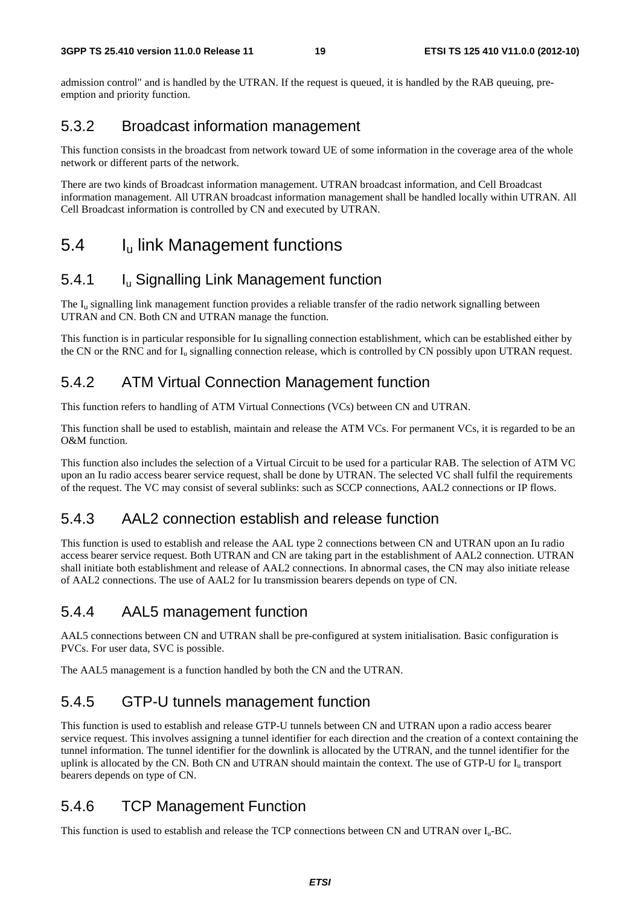admission control" and is handled by the UTRAN. If the request is queued, it is handled by the RAB queuing, pre-emption and priority function.

### 5.3.2 Broadcast information management

This function consists in the broadcast from network toward UE of some information in the coverage area of the whole network or different parts of the network.

There are two kinds of Broadcast information management. UTRAN broadcast information, and Cell Broadcast information management. All UTRAN broadcast information management shall be handled locally within UTRAN. All Cell Broadcast information is controlled by CN and executed by UTRAN.

## 5.4 $I_u$ link Management functions

### 5.4.1 $I_u$ Signalling Link Management function

The $I_u$ signalling link management function provides a reliable transfer of the radio network signalling between UTRAN and CN. Both CN and UTRAN manage the function.

This function is in particular responsible for Iu signalling connection establishment, which can be established either by the CN or the RNC and for $I_u$ signalling connection release, which is controlled by CN possibly upon UTRAN request.

### 5.4.2 ATM Virtual Connection Management function

This function refers to handling of ATM Virtual Connections (VCs) between CN and UTRAN.

This function shall be used to establish, maintain and release the ATM VCs. For permanent VCs, it is regarded to be an O&M function.

This function also includes the selection of a Virtual Circuit to be used for a particular RAB. The selection of ATM VC upon an Iu radio access bearer service request, shall be done by UTRAN. The selected VC shall fulfil the requirements of the request. The VC may consist of several sublinks: such as SCCP connections, AAL2 connections or IP flows.

### 5.4.3 AAL2 connection establish and release function

This function is used to establish and release the AAL type 2 connections between CN and UTRAN upon an Iu radio access bearer service request. Both UTRAN and CN are taking part in the establishment of AAL2 connection. UTRAN shall initiate both establishment and release of AAL2 connections. In abnormal cases, the CN may also initiate release of AAL2 connections. The use of AAL2 for Iu transmission bearers depends on type of CN.

### 5.4.4 AAL5 management function

AAL5 connections between CN and UTRAN shall be pre-configured at system initialisation. Basic configuration is PVCs. For user data, SVC is possible.

The AAL5 management is a function handled by both the CN and the UTRAN.

### 5.4.5 GTP-U tunnels management function

This function is used to establish and release GTP-U tunnels between CN and UTRAN upon a radio access bearer service request. This involves assigning a tunnel identifier for each direction and the creation of a context containing the tunnel information. The tunnel identifier for the downlink is allocated by the UTRAN, and the tunnel identifier for the uplink is allocated by the CN. Both CN and UTRAN should maintain the context. The use of GTP-U for $I_u$ transport bearers depends on type of CN.

### 5.4.6 TCP Management Function

This function is used to establish and release the TCP connections between CN and UTRAN over $I_u$-BC.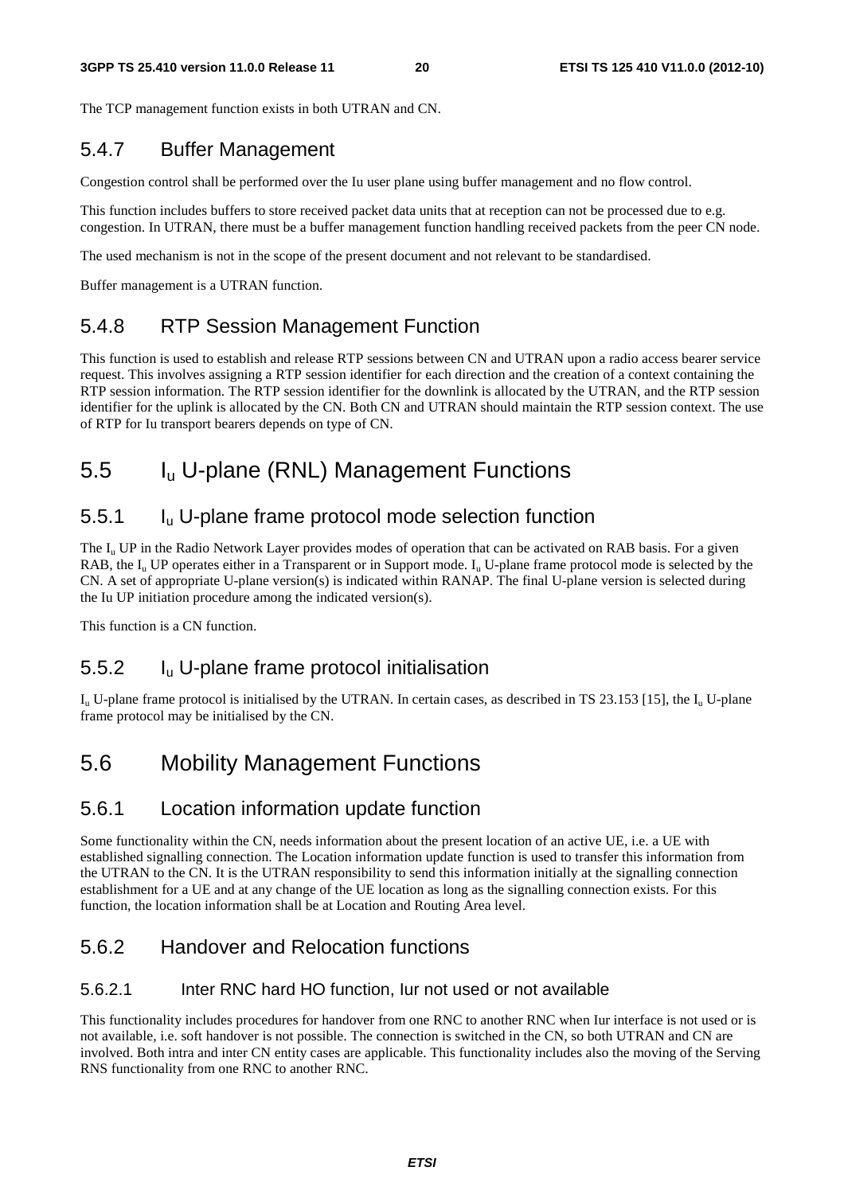The TCP management function exists in both UTRAN and CN.

### 5.4.7 Buffer Management

Congestion control shall be performed over the Iu user plane using buffer management and no flow control.

This function includes buffers to store received packet data units that at reception can not be processed due to e.g. congestion. In UTRAN, there must be a buffer management function handling received packets from the peer CN node.

The used mechanism is not in the scope of the present document and not relevant to be standardised.

Buffer management is a UTRAN function.

### 5.4.8 RTP Session Management Function

This function is used to establish and release RTP sessions between CN and UTRAN upon a radio access bearer service request. This involves assigning a RTP session identifier for each direction and the creation of a context containing the RTP session information. The RTP session identifier for the downlink is allocated by the UTRAN, and the RTP session identifier for the uplink is allocated by the CN. Both CN and UTRAN should maintain the RTP session context. The use of RTP for Iu transport bearers depends on type of CN.

## 5.5 $I_u$ U-plane (RNL) Management Functions

### 5.5.1 $I_u$ U-plane frame protocol mode selection function

The $I_u$ UP in the Radio Network Layer provides modes of operation that can be activated on RAB basis. For a given RAB, the $I_u$ UP operates either in a Transparent or in Support mode. $I_u$ U-plane frame protocol mode is selected by the CN. A set of appropriate U-plane version(s) is indicated within RANAP. The final U-plane version is selected during the Iu UP initiation procedure among the indicated version(s).

This function is a CN function.

### 5.5.2 $I_u$ U-plane frame protocol initialisation

$I_u$ U-plane frame protocol is initialised by the UTRAN. In certain cases, as described in TS 23.153 [15], the $I_u$ U-plane frame protocol may be initialised by the CN.

## 5.6 Mobility Management Functions

### 5.6.1 Location information update function

Some functionality within the CN, needs information about the present location of an active UE, i.e. a UE with established signalling connection. The Location information update function is used to transfer this information from the UTRAN to the CN. It is the UTRAN responsibility to send this information initially at the signalling connection establishment for a UE and at any change of the UE location as long as the signalling connection exists. For this function, the location information shall be at Location and Routing Area level.

### 5.6.2 Handover and Relocation functions

#### 5.6.2.1 Inter RNC hard HO function, Iur not used or not available

This functionality includes procedures for handover from one RNC to another RNC when Iur interface is not used or is not available, i.e. soft handover is not possible. The connection is switched in the CN, so both UTRAN and CN are involved. Both intra and inter CN entity cases are applicable. This functionality includes also the moving of the Serving RNS functionality from one RNC to another RNC.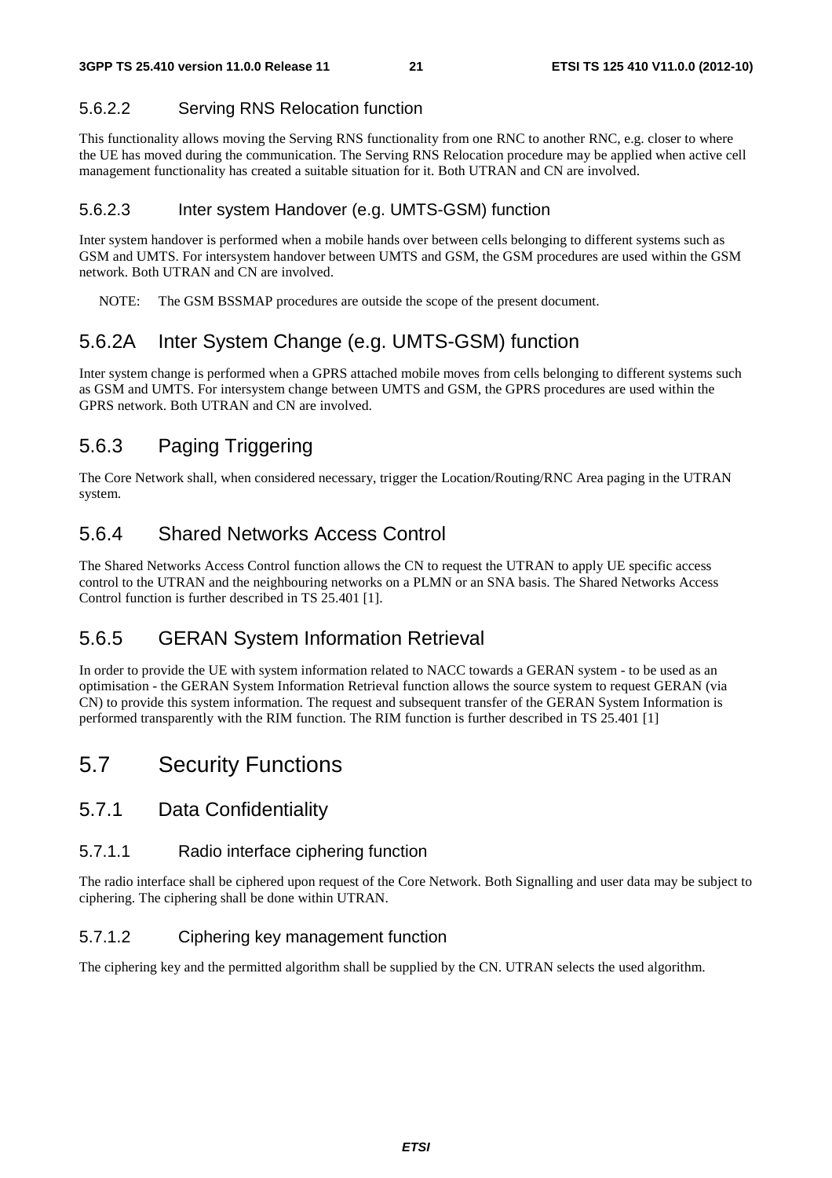#### 5.6.2.2 Serving RNS Relocation function

This functionality allows moving the Serving RNS functionality from one RNC to another RNC, e.g. closer to where the UE has moved during the communication. The Serving RNS Relocation procedure may be applied when active cell management functionality has created a suitable situation for it. Both UTRAN and CN are involved.

#### 5.6.2.3 Inter system Handover (e.g. UMTS-GSM) function

Inter system handover is performed when a mobile hands over between cells belonging to different systems such as GSM and UMTS. For intersystem handover between UMTS and GSM, the GSM procedures are used within the GSM network. Both UTRAN and CN are involved.

NOTE: The GSM BSSMAP procedures are outside the scope of the present document.

### 5.6.2A Inter System Change (e.g. UMTS-GSM) function

Inter system change is performed when a GPRS attached mobile moves from cells belonging to different systems such as GSM and UMTS. For intersystem change between UMTS and GSM, the GPRS procedures are used within the GPRS network. Both UTRAN and CN are involved.

### 5.6.3 Paging Triggering

The Core Network shall, when considered necessary, trigger the Location/Routing/RNC Area paging in the UTRAN system.

### 5.6.4 Shared Networks Access Control

The Shared Networks Access Control function allows the CN to request the UTRAN to apply UE specific access control to the UTRAN and the neighbouring networks on a PLMN or an SNA basis. The Shared Networks Access Control function is further described in TS 25.401 [1].

### 5.6.5 GERAN System Information Retrieval

In order to provide the UE with system information related to NACC towards a GERAN system - to be used as an optimisation - the GERAN System Information Retrieval function allows the source system to request GERAN (via CN) to provide this system information. The request and subsequent transfer of the GERAN System Information is performed transparently with the RIM function. The RIM function is further described in TS 25.401 [1]

## 5.7 Security Functions

### 5.7.1 Data Confidentiality

#### 5.7.1.1 Radio interface ciphering function

The radio interface shall be ciphered upon request of the Core Network. Both Signalling and user data may be subject to ciphering. The ciphering shall be done within UTRAN.

#### 5.7.1.2 Ciphering key management function

The ciphering key and the permitted algorithm shall be supplied by the CN. UTRAN selects the used algorithm.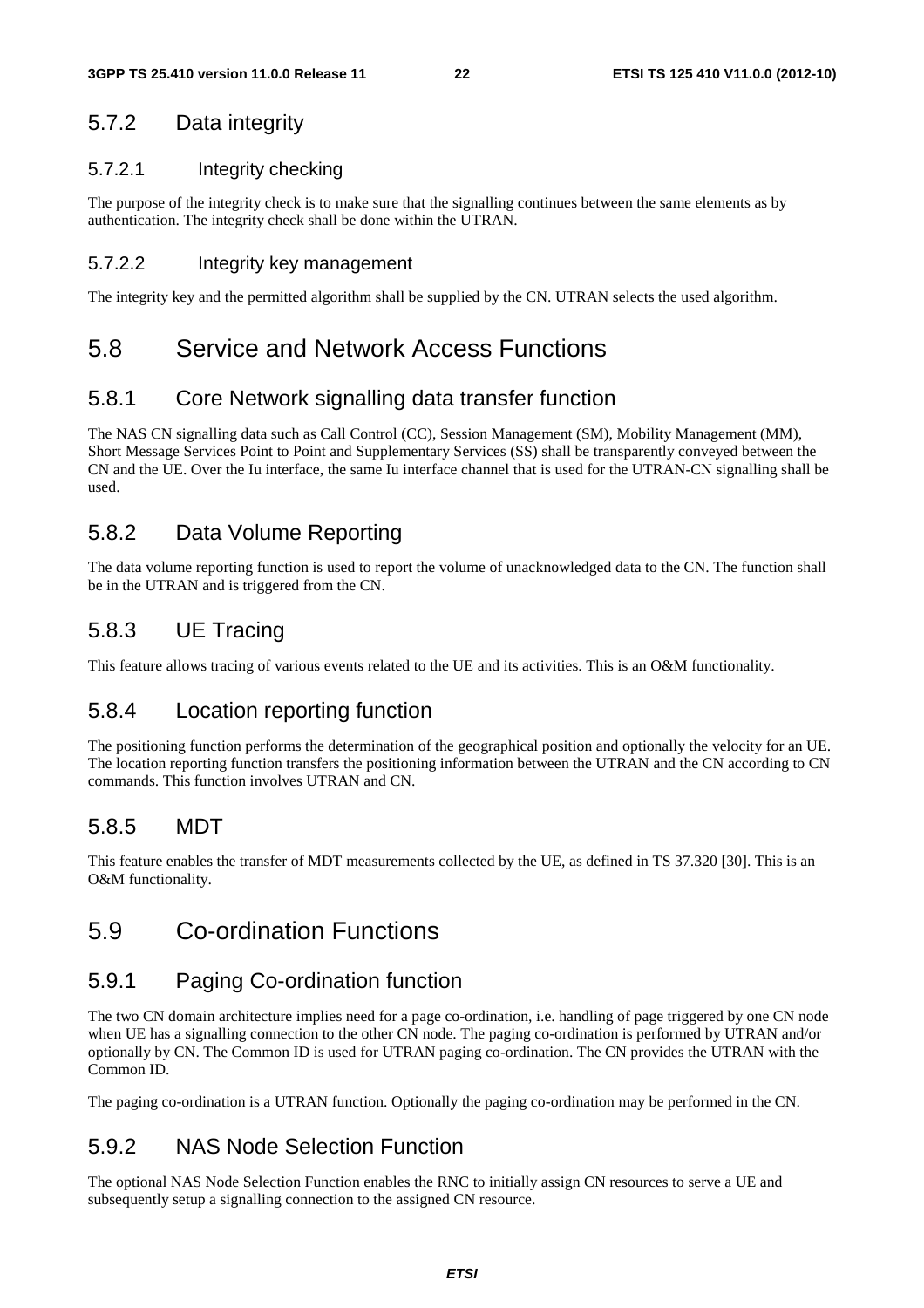### 5.7.2 Data integrity

#### 5.7.2.1 Integrity checking

The purpose of the integrity check is to make sure that the signalling continues between the same elements as by authentication. The integrity check shall be done within the UTRAN.

#### 5.7.2.2 Integrity key management

The integrity key and the permitted algorithm shall be supplied by the CN. UTRAN selects the used algorithm.

## 5.8 Service and Network Access Functions

### 5.8.1 Core Network signalling data transfer function

The NAS CN signalling data such as Call Control (CC), Session Management (SM), Mobility Management (MM), Short Message Services Point to Point and Supplementary Services (SS) shall be transparently conveyed between the CN and the UE. Over the Iu interface, the same Iu interface channel that is used for the UTRAN-CN signalling shall be used.

### 5.8.2 Data Volume Reporting

The data volume reporting function is used to report the volume of unacknowledged data to the CN. The function shall be in the UTRAN and is triggered from the CN.

### 5.8.3 UE Tracing

This feature allows tracing of various events related to the UE and its activities. This is an O&M functionality.

### 5.8.4 Location reporting function

The positioning function performs the determination of the geographical position and optionally the velocity for an UE. The location reporting function transfers the positioning information between the UTRAN and the CN according to CN commands. This function involves UTRAN and CN.

### 5.8.5 MDT

This feature enables the transfer of MDT measurements collected by the UE, as defined in TS 37.320 [30]. This is an O&M functionality.

## 5.9 Co-ordination Functions

### 5.9.1 Paging Co-ordination function

The two CN domain architecture implies need for a page co-ordination, i.e. handling of page triggered by one CN node when UE has a signalling connection to the other CN node. The paging co-ordination is performed by UTRAN and/or optionally by CN. The Common ID is used for UTRAN paging co-ordination. The CN provides the UTRAN with the Common ID.

The paging co-ordination is a UTRAN function. Optionally the paging co-ordination may be performed in the CN.

### 5.9.2 NAS Node Selection Function

The optional NAS Node Selection Function enables the RNC to initially assign CN resources to serve a UE and subsequently setup a signalling connection to the assigned CN resource.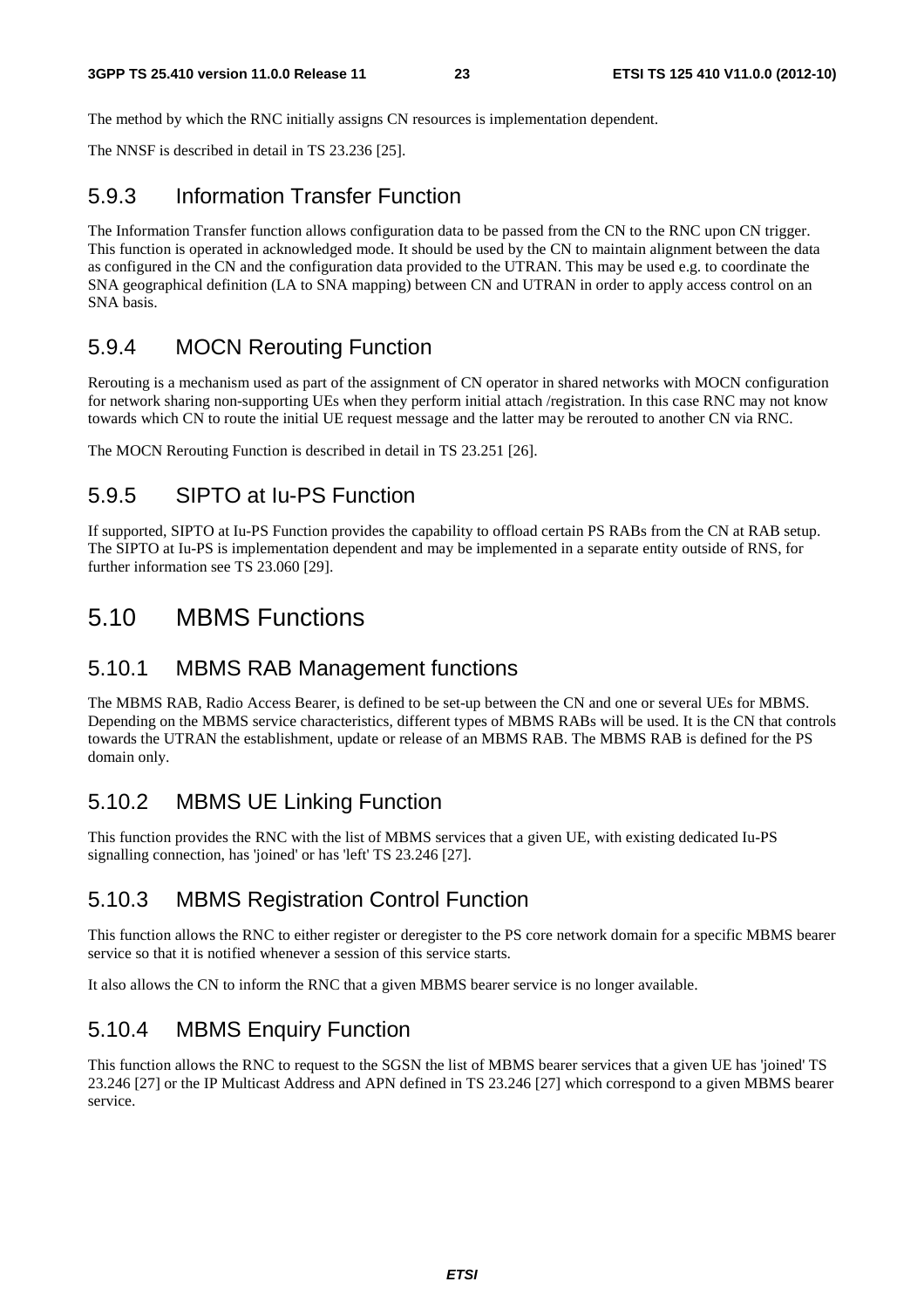The method by which the RNC initially assigns CN resources is implementation dependent.

The NNSF is described in detail in TS 23.236 [25].

### 5.9.3 Information Transfer Function

The Information Transfer function allows configuration data to be passed from the CN to the RNC upon CN trigger. This function is operated in acknowledged mode. It should be used by the CN to maintain alignment between the data as configured in the CN and the configuration data provided to the UTRAN. This may be used e.g. to coordinate the SNA geographical definition (LA to SNA mapping) between CN and UTRAN in order to apply access control on an SNA basis.

### 5.9.4 MOCN Rerouting Function

Rerouting is a mechanism used as part of the assignment of CN operator in shared networks with MOCN configuration for network sharing non-supporting UEs when they perform initial attach /registration. In this case RNC may not know towards which CN to route the initial UE request message and the latter may be rerouted to another CN via RNC.

The MOCN Rerouting Function is described in detail in TS 23.251 [26].

### 5.9.5 SIPTO at Iu-PS Function

If supported, SIPTO at Iu-PS Function provides the capability to offload certain PS RABs from the CN at RAB setup. The SIPTO at Iu-PS is implementation dependent and may be implemented in a separate entity outside of RNS, for further information see TS 23.060 [29].

## 5.10 MBMS Functions

### 5.10.1 MBMS RAB Management functions

The MBMS RAB, Radio Access Bearer, is defined to be set-up between the CN and one or several UEs for MBMS. Depending on the MBMS service characteristics, different types of MBMS RABs will be used. It is the CN that controls towards the UTRAN the establishment, update or release of an MBMS RAB. The MBMS RAB is defined for the PS domain only.

### 5.10.2 MBMS UE Linking Function

This function provides the RNC with the list of MBMS services that a given UE, with existing dedicated Iu-PS signalling connection, has 'joined' or has 'left' TS 23.246 [27].

### 5.10.3 MBMS Registration Control Function

This function allows the RNC to either register or deregister to the PS core network domain for a specific MBMS bearer service so that it is notified whenever a session of this service starts.

It also allows the CN to inform the RNC that a given MBMS bearer service is no longer available.

### 5.10.4 MBMS Enquiry Function

This function allows the RNC to request to the SGSN the list of MBMS bearer services that a given UE has 'joined' TS 23.246 [27] or the IP Multicast Address and APN defined in TS 23.246 [27] which correspond to a given MBMS bearer service.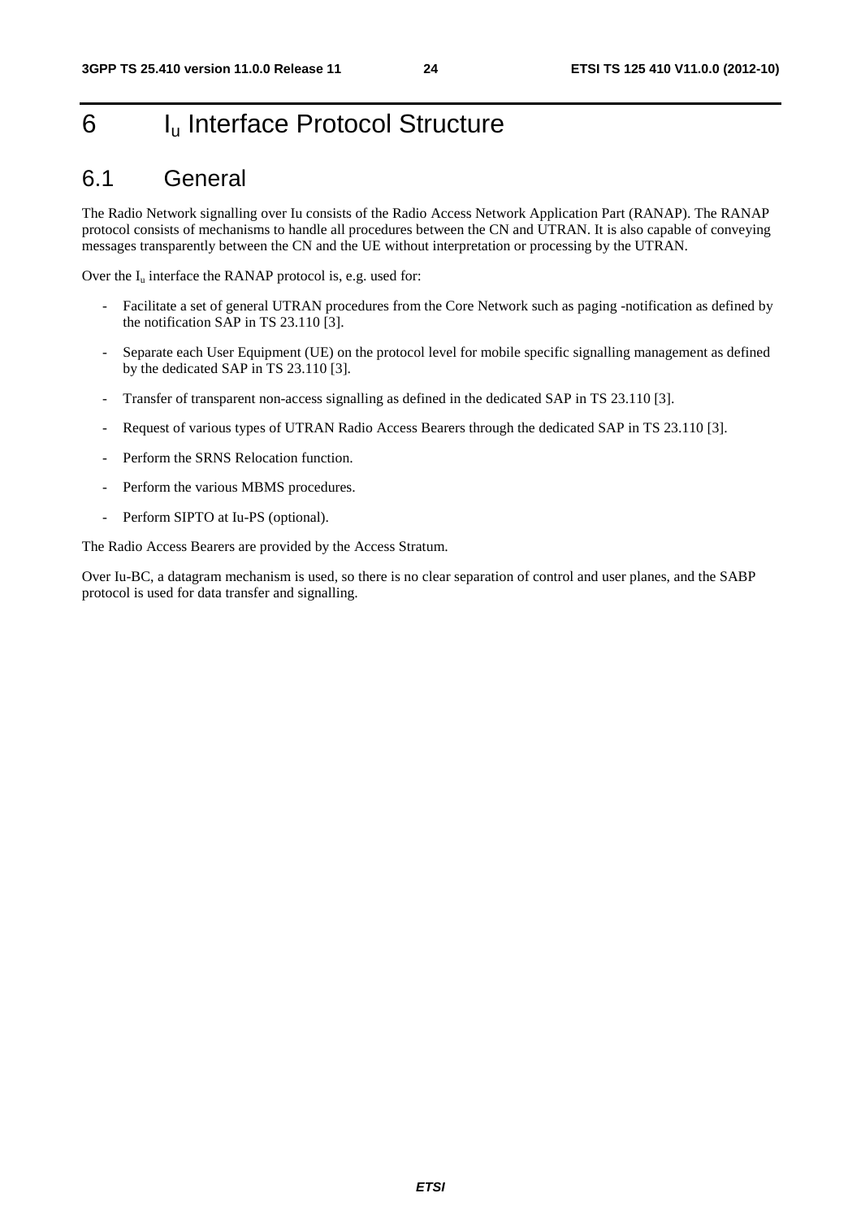# 6 $I_u$ Interface Protocol Structure

## 6.1 General

The Radio Network signalling over Iu consists of the Radio Access Network Application Part (RANAP). The RANAP protocol consists of mechanisms to handle all procedures between the CN and UTRAN. It is also capable of conveying messages transparently between the CN and the UE without interpretation or processing by the UTRAN.

Over the $I_u$ interface the RANAP protocol is, e.g. used for:

- Facilitate a set of general UTRAN procedures from the Core Network such as paging -notification as defined by the notification SAP in TS 23.110 [3].
- Separate each User Equipment (UE) on the protocol level for mobile specific signalling management as defined by the dedicated SAP in TS 23.110 [3].
- Transfer of transparent non-access signalling as defined in the dedicated SAP in TS 23.110 [3].
- Request of various types of UTRAN Radio Access Bearers through the dedicated SAP in TS 23.110 [3].
- Perform the SRNS Relocation function.
- Perform the various MBMS procedures.
- Perform SIPTO at Iu-PS (optional).

The Radio Access Bearers are provided by the Access Stratum.

Over Iu-BC, a datagram mechanism is used, so there is no clear separation of control and user planes, and the SABP protocol is used for data transfer and signalling.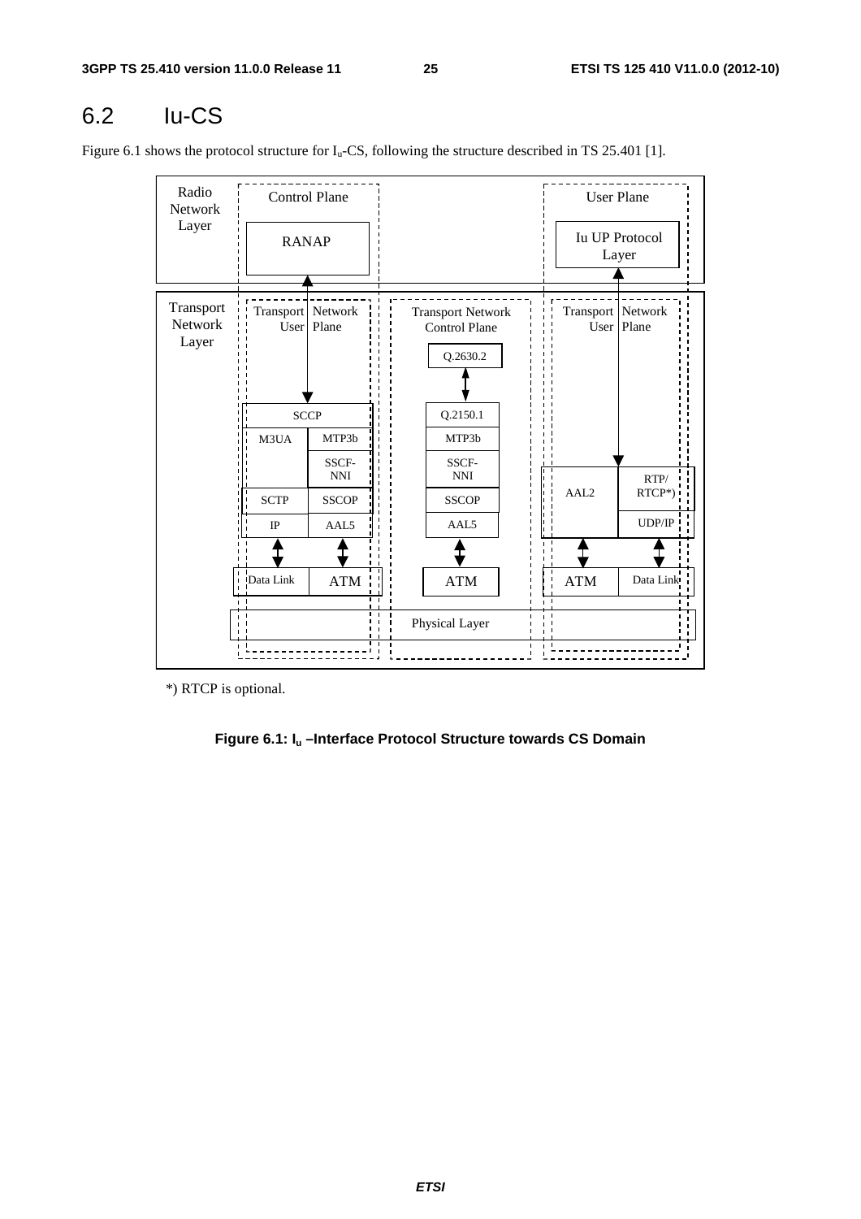## 6.2 Iu-CS

Figure 6.1 shows the protocol structure for $I_u$-CS, following the structure described in TS 25.401 [1].

*) RTCP is optional.

**Figure 6.1: $I_u$ –Interface Protocol Structure towards CS Domain**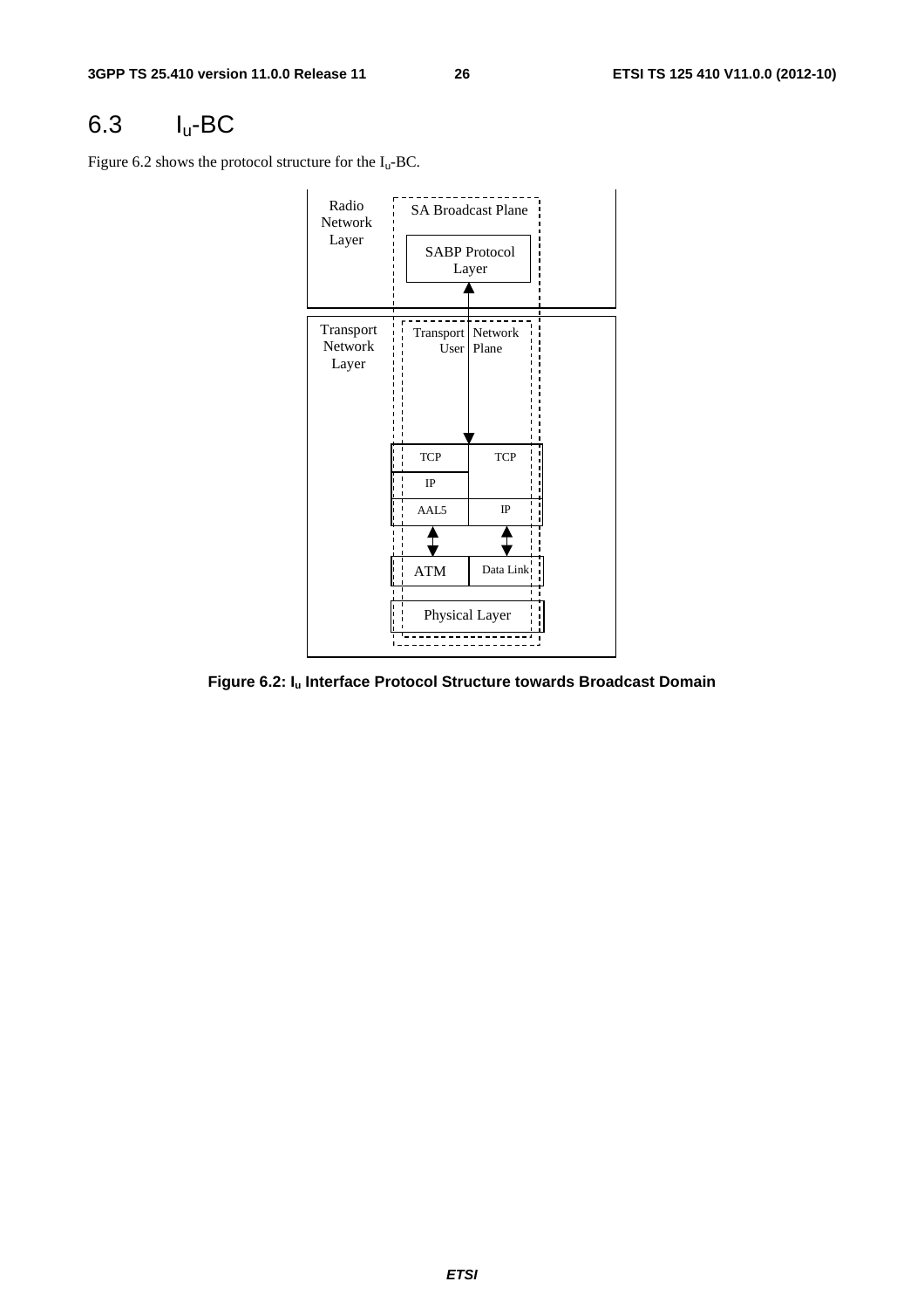## 6.3 $I_u$-BC

Figure 6.2 shows the protocol structure for the $I_u$-BC.

Radio Network Layer

SA Broadcast Plane

SABP Protocol Layer

Transport Network Layer

Transport Network User Plane

| TCP | TCP |
|---|---|
| IP | |
| AAL5 | IP |
| ATM | Data Link |
| Physical Layer | |

**Figure 6.2: $I_u$ Interface Protocol Structure towards Broadcast Domain**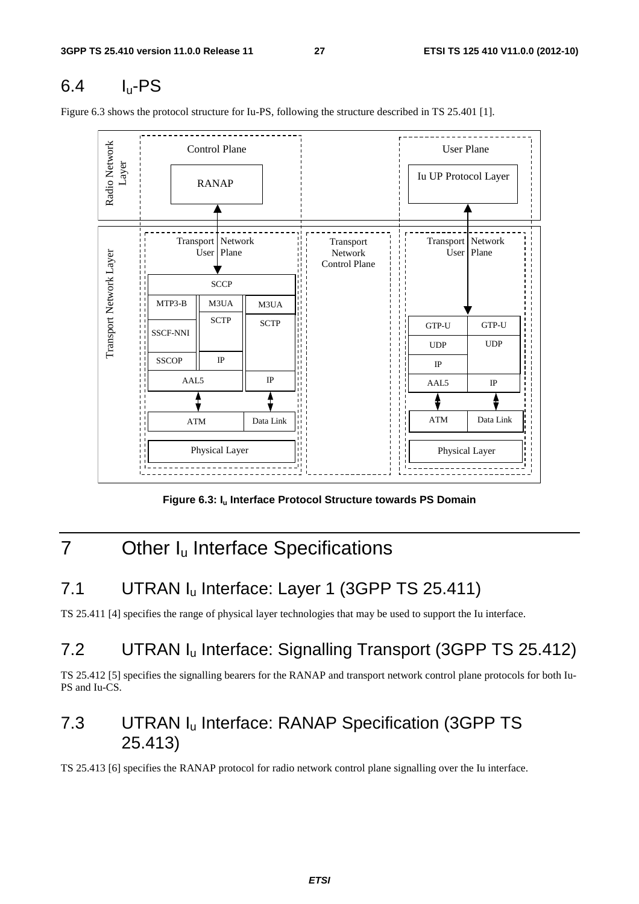## 6.4 $I_u$-PS

Figure 6.3 shows the protocol structure for Iu-PS, following the structure described in TS 25.401 [1].

**Figure 6.3: $I_u$ Interface Protocol Structure towards PS Domain**

# 7 Other $I_u$ Interface Specifications

## 7.1 UTRAN $I_u$ Interface: Layer 1 (3GPP TS 25.411)

TS 25.411 [4] specifies the range of physical layer technologies that may be used to support the Iu interface.

## 7.2 UTRAN $I_u$ Interface: Signalling Transport (3GPP TS 25.412)

TS 25.412 [5] specifies the signalling bearers for the RANAP and transport network control plane protocols for both Iu-PS and Iu-CS.

## 7.3 UTRAN $I_u$ Interface: RANAP Specification (3GPP TS 25.413)

TS 25.413 [6] specifies the RANAP protocol for radio network control plane signalling over the Iu interface.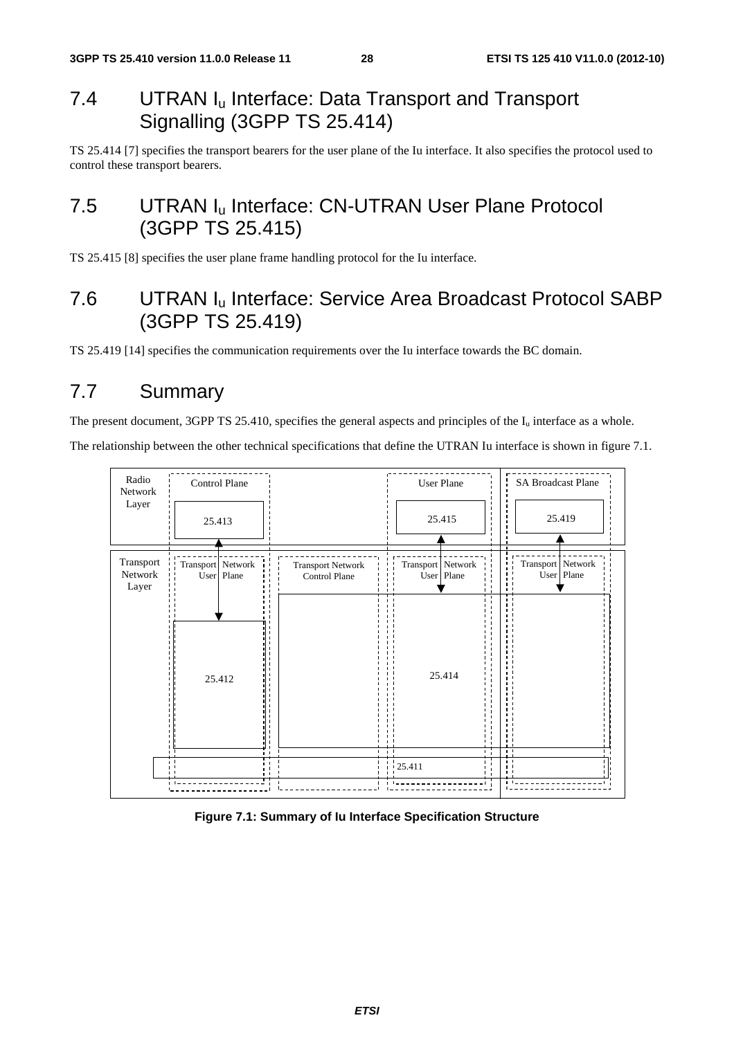## 7.4 UTRAN $I_u$ Interface: Data Transport and Transport Signalling (3GPP TS 25.414)

TS 25.414 [7] specifies the transport bearers for the user plane of the Iu interface. It also specifies the protocol used to control these transport bearers.

## 7.5 UTRAN $I_u$ Interface: CN-UTRAN User Plane Protocol (3GPP TS 25.415)

TS 25.415 [8] specifies the user plane frame handling protocol for the Iu interface.

## 7.6 UTRAN $I_u$ Interface: Service Area Broadcast Protocol SABP (3GPP TS 25.419)

TS 25.419 [14] specifies the communication requirements over the Iu interface towards the BC domain.

## 7.7 Summary

The present document, 3GPP TS 25.410, specifies the general aspects and principles of the $I_u$ interface as a whole.

The relationship between the other technical specifications that define the UTRAN Iu interface is shown in figure 7.1.

Radio Network Layer | Control Plane | 25.413 | User Plane | 25.415 | SA Broadcast Plane | 25.419

Transport Network Layer | Transport Network User Plane | Transport Network Control Plane | Transport Network User Plane | Transport Network User Plane | 25.412 | 25.414 | 25.411

**Figure 7.1: Summary of Iu Interface Specification Structure**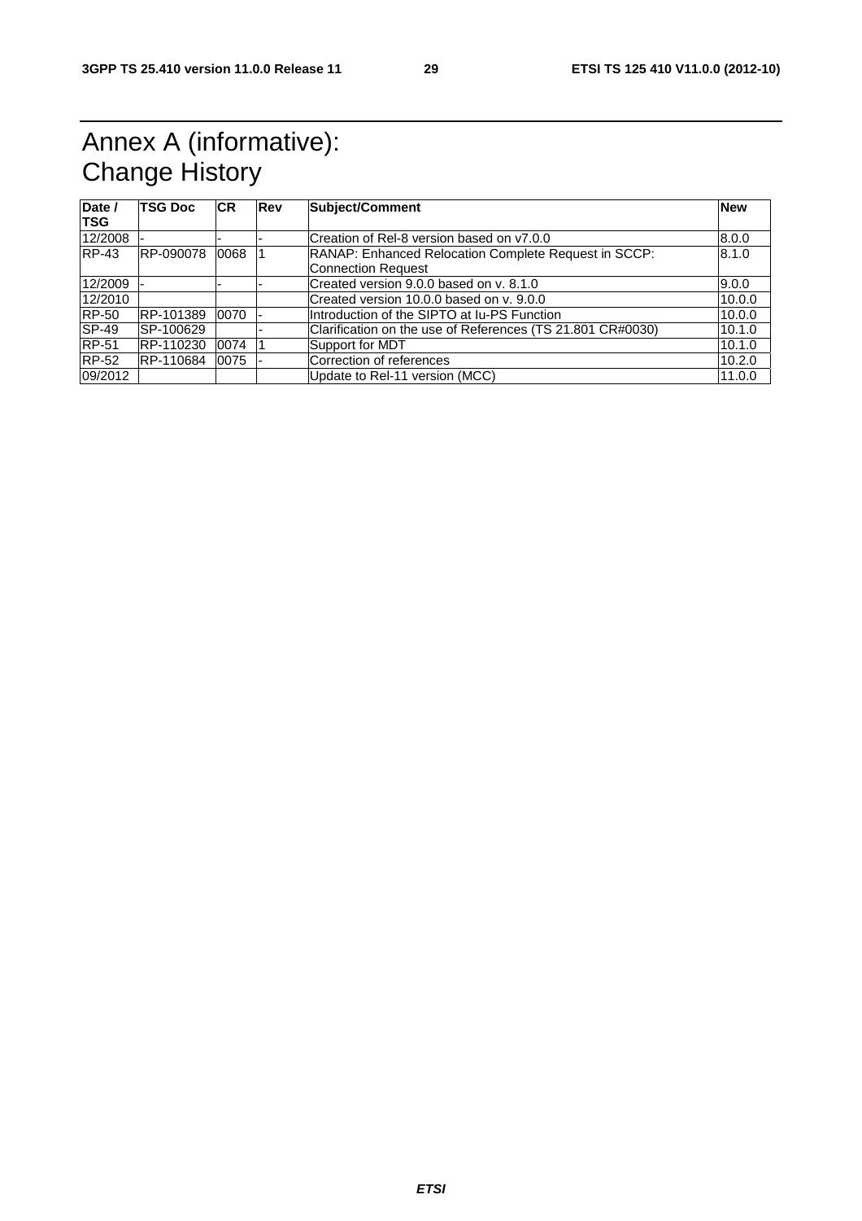# Annex A (informative): Change History

| Date / TSG | TSG Doc | CR | Rev | Subject/Comment | New |
|---|---|---|---|---|---|
| 12/2008 | - | - | - | Creation of Rel-8 version based on v7.0.0 | 8.0.0 |
| RP-43 | RP-090078 | 0068 | 1 | RANAP: Enhanced Relocation Complete Request in SCCP: Connection Request | 8.1.0 |
| 12/2009 | - | - | - | Created version 9.0.0 based on v. 8.1.0 | 9.0.0 |
| 12/2010 | | | | Created version 10.0.0 based on v. 9.0.0 | 10.0.0 |
| RP-50 | RP-101389 | 0070 | - | Introduction of the SIPTO at Iu-PS Function | 10.0.0 |
| SP-49 | SP-100629 | | - | Clarification on the use of References (TS 21.801 CR#0030) | 10.1.0 |
| RP-51 | RP-110230 | 0074 | 1 | Support for MDT | 10.1.0 |
| RP-52 | RP-110684 | 0075 | - | Correction of references | 10.2.0 |
| 09/2012 | | | | Update to Rel-11 version (MCC) | 11.0.0 |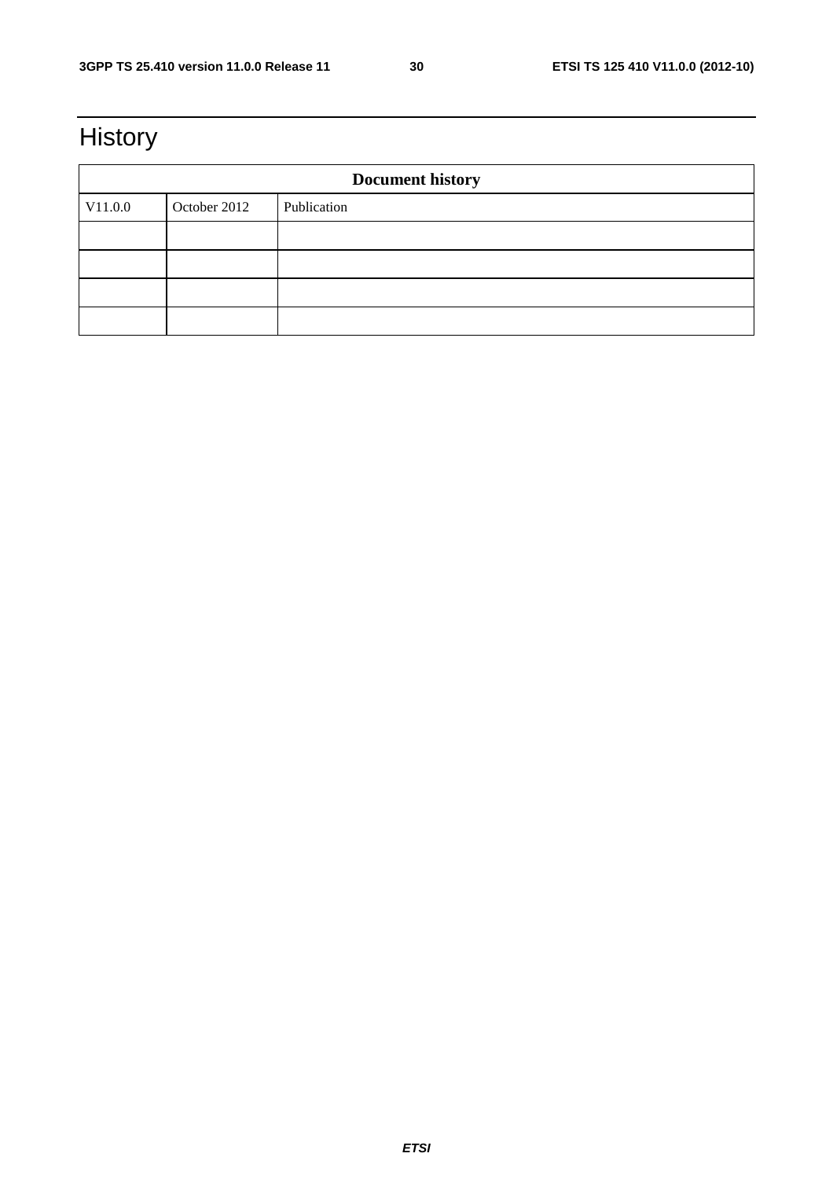# History

| Document history | | |
|---|---|---|
| V11.0.0 | October 2012 | Publication |
| | | |
| | | |
| | | |
| | | |